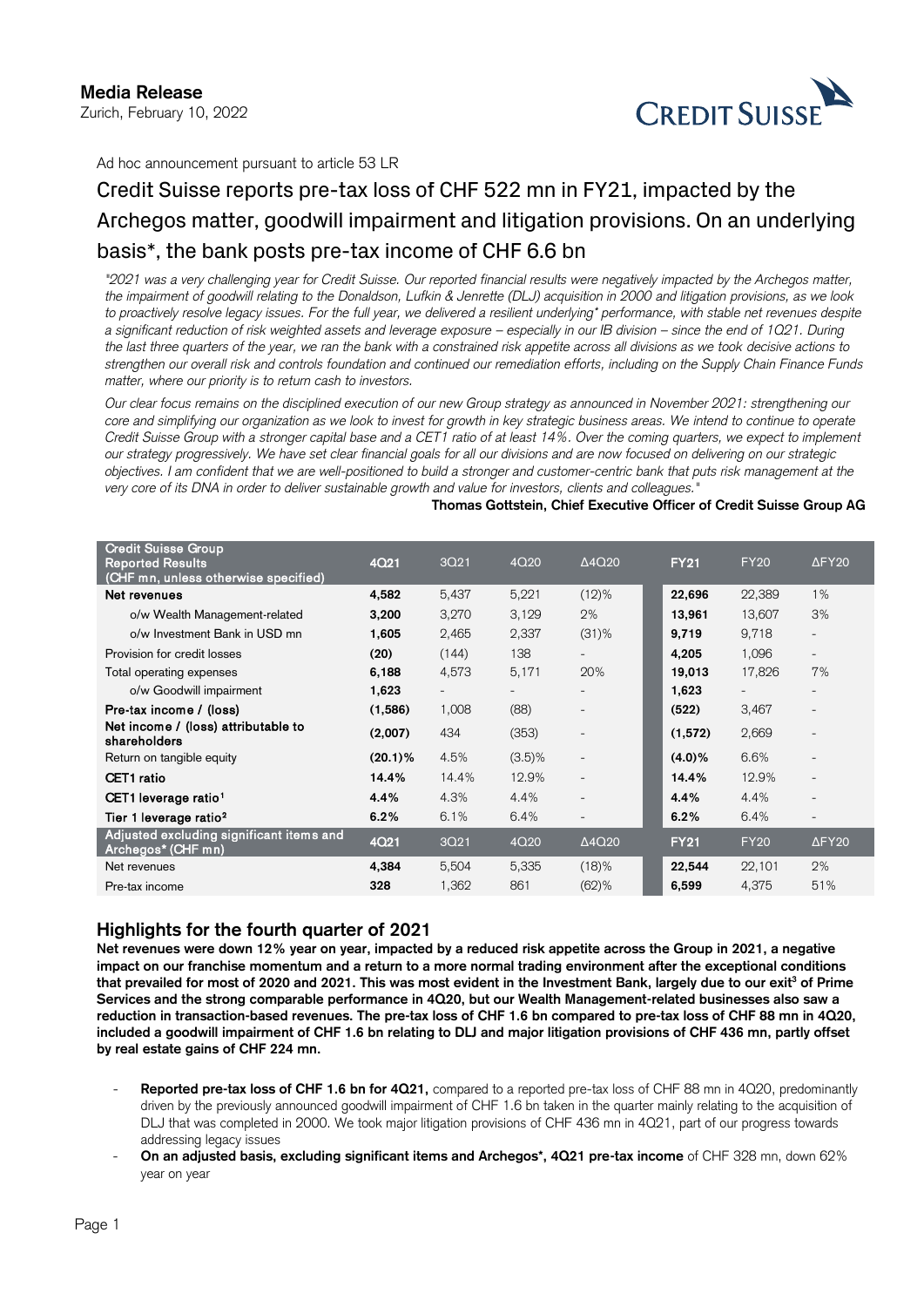**Media Release**
Zurich, February 10, 2022

Ad hoc announcement pursuant to article 53 LR

# Credit Suisse reports pre-tax loss of CHF 522 mn in FY21, impacted by the Archegos matter, goodwill impairment and litigation provisions. On an underlying basis*, the bank posts pre-tax income of CHF 6.6 bn

*"2021 was a very challenging year for Credit Suisse. Our reported financial results were negatively impacted by the Archegos matter, the impairment of goodwill relating to the Donaldson, Lufkin & Jenrette (DLJ) acquisition in 2000 and litigation provisions, as we look to proactively resolve legacy issues. For the full year, we delivered a resilient underlying* performance, with stable net revenues despite a significant reduction of risk weighted assets and leverage exposure – especially in our IB division – since the end of 1Q21. During the last three quarters of the year, we ran the bank with a constrained risk appetite across all divisions as we took decisive actions to strengthen our overall risk and controls foundation and continued our remediation efforts, including on the Supply Chain Finance Funds matter, where our priority is to return cash to investors.*

*Our clear focus remains on the disciplined execution of our new Group strategy as announced in November 2021: strengthening our core and simplifying our organization as we look to invest for growth in key strategic business areas. We intend to continue to operate Credit Suisse Group with a stronger capital base and a CET1 ratio of at least 14%. Over the coming quarters, we expect to implement our strategy progressively. We have set clear financial goals for all our divisions and are now focused on delivering on our strategic objectives. I am confident that we are well-positioned to build a stronger and customer-centric bank that puts risk management at the very core of its DNA in order to deliver sustainable growth and value for investors, clients and colleagues."*

**Thomas Gottstein, Chief Executive Officer of Credit Suisse Group AG**

| Credit Suisse Group Reported Results (CHF mn, unless otherwise specified) | 4Q21 | 3Q21 | 4Q20 | Δ4Q20 | FY21 | FY20 | ΔFY20 |
|---|---|---|---|---|---|---|---|
| **Net revenues** | **4,582** | 5,437 | 5,221 | (12)% | **22,696** | 22,389 | 1% |
| o/w Wealth Management-related | **3,200** | 3,270 | 3,129 | 2% | **13,961** | 13,607 | 3% |
| o/w Investment Bank in USD mn | **1,605** | 2,465 | 2,337 | (31)% | **9,719** | 9,718 | - |
| Provision for credit losses | **(20)** | (144) | 138 | - | **4,205** | 1,096 | - |
| Total operating expenses | **6,188** | 4,573 | 5,171 | 20% | **19,013** | 17,826 | 7% |
| o/w Goodwill impairment | **1,623** | - | - | - | **1,623** | - | - |
| **Pre-tax income / (loss)** | **(1,586)** | 1,008 | (88) | - | **(522)** | 3,467 | - |
| **Net income / (loss) attributable to shareholders** | **(2,007)** | 434 | (353) | - | **(1,572)** | 2,669 | - |
| Return on tangible equity | **(20.1)%** | 4.5% | (3.5)% | - | **(4.0)%** | 6.6% | - |
| **CET1 ratio** | **14.4%** | 14.4% | 12.9% | - | **14.4%** | 12.9% | - |
| **CET1 leverage ratio**[1] | **4.4%** | 4.3% | 4.4% | - | **4.4%** | 4.4% | - |
| **Tier 1 leverage ratio**[2] | **6.2%** | 6.1% | 6.4% | - | **6.2%** | 6.4% | - |
| **Adjusted excluding significant items and Archegos* (CHF mn)** | **4Q21** | **3Q21** | **4Q20** | **Δ4Q20** | **FY21** | **FY20** | **ΔFY20** |
| Net revenues | **4,384** | 5,504 | 5,335 | (18)% | **22,544** | 22,101 | 2% |
| Pre-tax income | **328** | 1,362 | 861 | (62)% | **6,599** | 4,375 | 51% |

## Highlights for the fourth quarter of 2021

**Net revenues were down 12% year on year, impacted by a reduced risk appetite across the Group in 2021, a negative impact on our franchise momentum and a return to a more normal trading environment after the exceptional conditions that prevailed for most of 2020 and 2021. This was most evident in the Investment Bank, largely due to our exit[3] of Prime Services and the strong comparable performance in 4Q20, but our Wealth Management-related businesses also saw a reduction in transaction-based revenues. The pre-tax loss of CHF 1.6 bn compared to pre-tax loss of CHF 88 mn in 4Q20, included a goodwill impairment of CHF 1.6 bn relating to DLJ and major litigation provisions of CHF 436 mn, partly offset by real estate gains of CHF 224 mn.**

- **Reported pre-tax loss of CHF 1.6 bn for 4Q21,** compared to a reported pre-tax loss of CHF 88 mn in 4Q20, predominantly driven by the previously announced goodwill impairment of CHF 1.6 bn taken in the quarter mainly relating to the acquisition of DLJ that was completed in 2000. We took major litigation provisions of CHF 436 mn in 4Q21, part of our progress towards addressing legacy issues
- **On an adjusted basis, excluding significant items and Archegos*, 4Q21 pre-tax income** of CHF 328 mn, down 62% year on year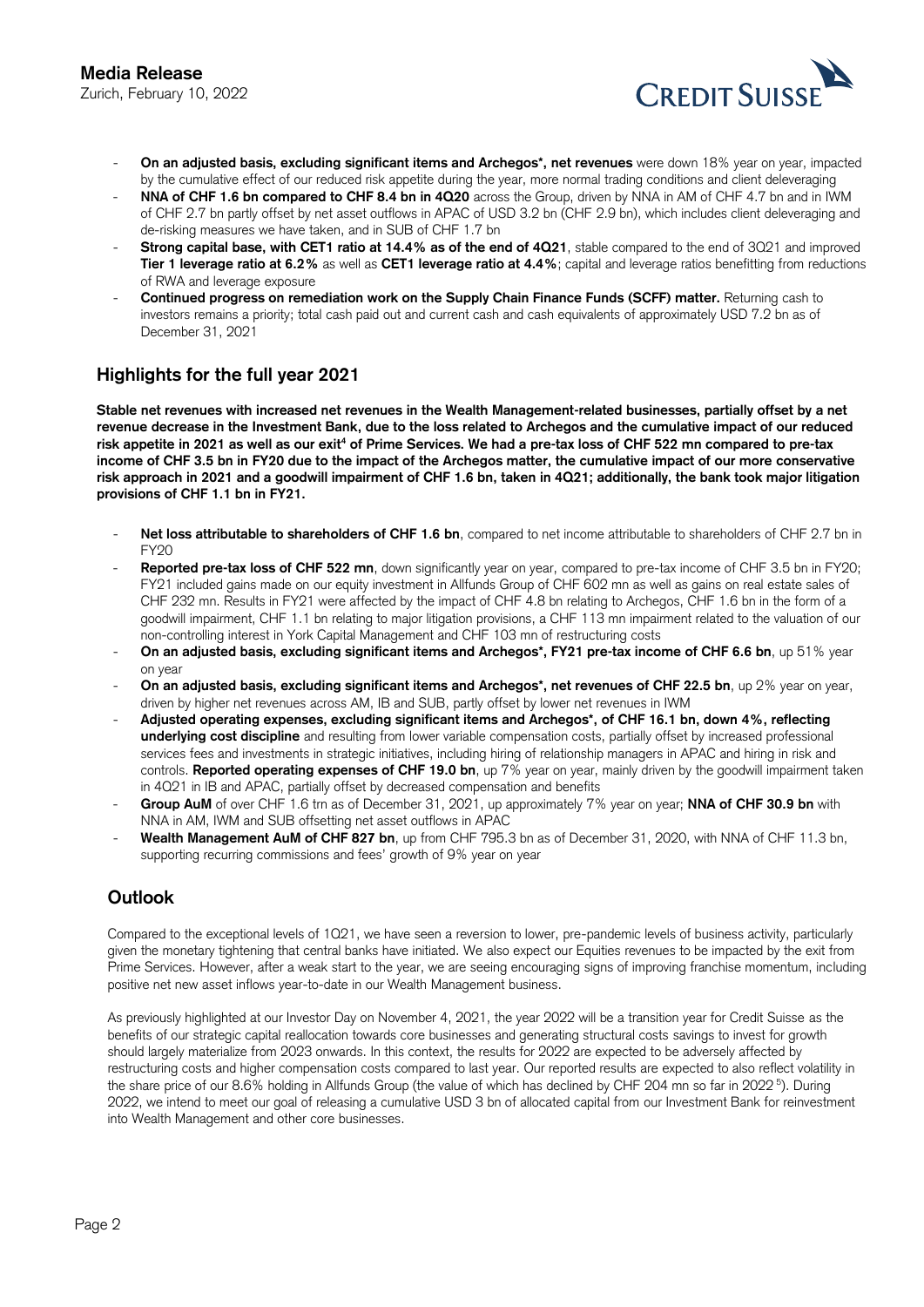- **On an adjusted basis, excluding significant items and Archegos\*, net revenues** were down 18% year on year, impacted by the cumulative effect of our reduced risk appetite during the year, more normal trading conditions and client deleveraging
- **NNA of CHF 1.6 bn compared to CHF 8.4 bn in 4Q20** across the Group, driven by NNA in AM of CHF 4.7 bn and in IWM of CHF 2.7 bn partly offset by net asset outflows in APAC of USD 3.2 bn (CHF 2.9 bn), which includes client deleveraging and de-risking measures we have taken, and in SUB of CHF 1.7 bn
- **Strong capital base, with CET1 ratio at 14.4% as of the end of 4Q21**, stable compared to the end of 3Q21 and improved **Tier 1 leverage ratio at 6.2%** as well as **CET1 leverage ratio at 4.4%**; capital and leverage ratios benefitting from reductions of RWA and leverage exposure
- **Continued progress on remediation work on the Supply Chain Finance Funds (SCFF) matter.** Returning cash to investors remains a priority; total cash paid out and current cash and cash equivalents of approximately USD 7.2 bn as of December 31, 2021

## Highlights for the full year 2021

**Stable net revenues with increased net revenues in the Wealth Management-related businesses, partially offset by a net revenue decrease in the Investment Bank, due to the loss related to Archegos and the cumulative impact of our reduced risk appetite in 2021 as well as our exit[4] of Prime Services. We had a pre-tax loss of CHF 522 mn compared to pre-tax income of CHF 3.5 bn in FY20 due to the impact of the Archegos matter, the cumulative impact of our more conservative risk approach in 2021 and a goodwill impairment of CHF 1.6 bn, taken in 4Q21; additionally, the bank took major litigation provisions of CHF 1.1 bn in FY21.**

- **Net loss attributable to shareholders of CHF 1.6 bn**, compared to net income attributable to shareholders of CHF 2.7 bn in FY20
- **Reported pre-tax loss of CHF 522 mn**, down significantly year on year, compared to pre-tax income of CHF 3.5 bn in FY20; FY21 included gains made on our equity investment in Allfunds Group of CHF 602 mn as well as gains on real estate sales of CHF 232 mn. Results in FY21 were affected by the impact of CHF 4.8 bn relating to Archegos, CHF 1.6 bn in the form of a goodwill impairment, CHF 1.1 bn relating to major litigation provisions, a CHF 113 mn impairment related to the valuation of our non-controlling interest in York Capital Management and CHF 103 mn of restructuring costs
- **On an adjusted basis, excluding significant items and Archegos\*, FY21 pre-tax income of CHF 6.6 bn**, up 51% year on year
- **On an adjusted basis, excluding significant items and Archegos\*, net revenues of CHF 22.5 bn**, up 2% year on year, driven by higher net revenues across AM, IB and SUB, partly offset by lower net revenues in IWM
- **Adjusted operating expenses, excluding significant items and Archegos\*, of CHF 16.1 bn, down 4%, reflecting underlying cost discipline** and resulting from lower variable compensation costs, partially offset by increased professional services fees and investments in strategic initiatives, including hiring of relationship managers in APAC and hiring in risk and controls. **Reported operating expenses of CHF 19.0 bn**, up 7% year on year, mainly driven by the goodwill impairment taken in 4Q21 in IB and APAC, partially offset by decreased compensation and benefits
- **Group AuM** of over CHF 1.6 trn as of December 31, 2021, up approximately 7% year on year; **NNA of CHF 30.9 bn** with NNA in AM, IWM and SUB offsetting net asset outflows in APAC
- **Wealth Management AuM of CHF 827 bn**, up from CHF 795.3 bn as of December 31, 2020, with NNA of CHF 11.3 bn, supporting recurring commissions and fees' growth of 9% year on year

## Outlook

Compared to the exceptional levels of 1Q21, we have seen a reversion to lower, pre-pandemic levels of business activity, particularly given the monetary tightening that central banks have initiated. We also expect our Equities revenues to be impacted by the exit from Prime Services. However, after a weak start to the year, we are seeing encouraging signs of improving franchise momentum, including positive net new asset inflows year-to-date in our Wealth Management business.

As previously highlighted at our Investor Day on November 4, 2021, the year 2022 will be a transition year for Credit Suisse as the benefits of our strategic capital reallocation towards core businesses and generating structural costs savings to invest for growth should largely materialize from 2023 onwards. In this context, the results for 2022 are expected to be adversely affected by restructuring costs and higher compensation costs compared to last year. Our reported results are expected to also reflect volatility in the share price of our 8.6% holding in Allfunds Group (the value of which has declined by CHF 204 mn so far in 2022[5]). During 2022, we intend to meet our goal of releasing a cumulative USD 3 bn of allocated capital from our Investment Bank for reinvestment into Wealth Management and other core businesses.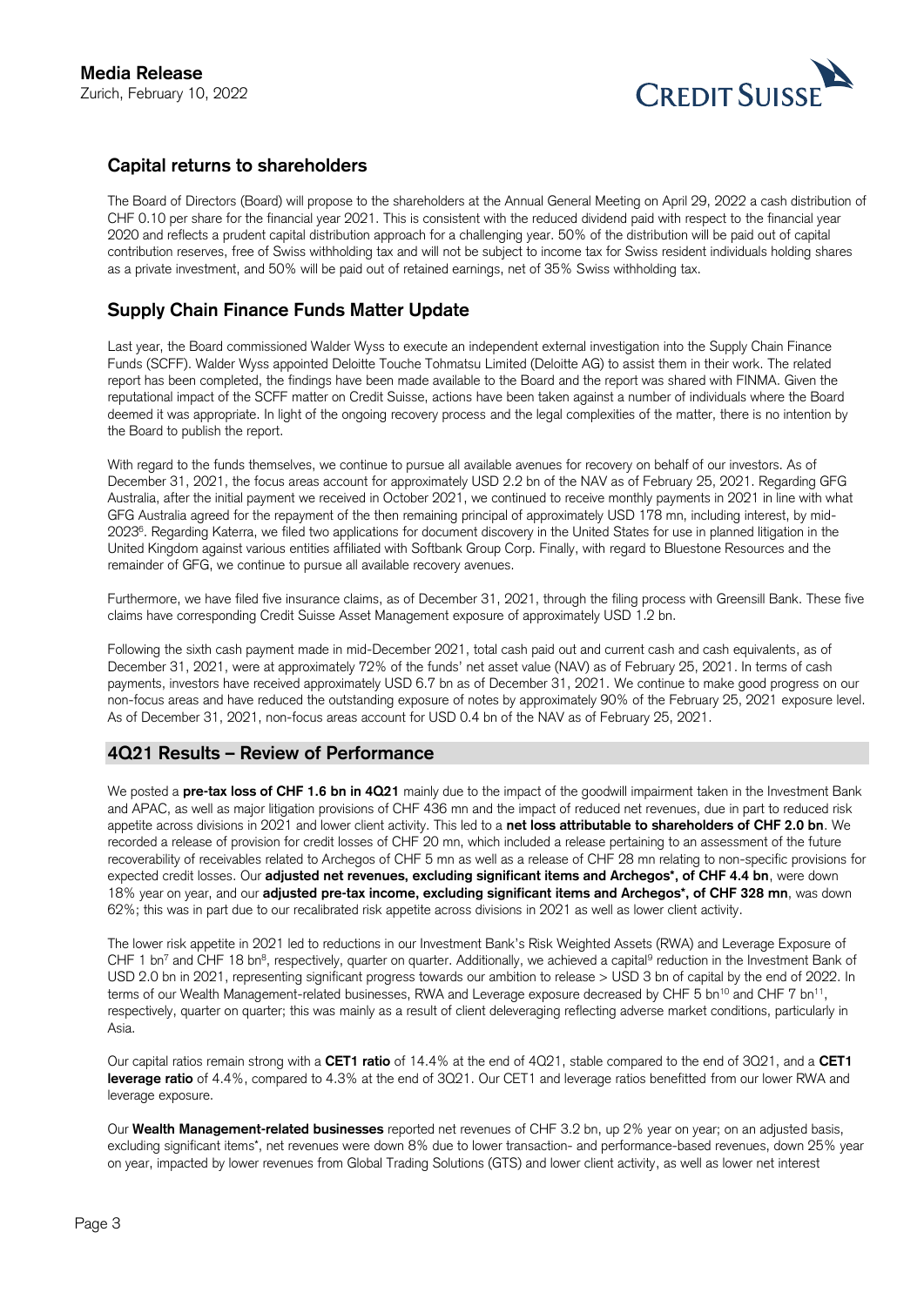## Capital returns to shareholders

The Board of Directors (Board) will propose to the shareholders at the Annual General Meeting on April 29, 2022 a cash distribution of CHF 0.10 per share for the financial year 2021. This is consistent with the reduced dividend paid with respect to the financial year 2020 and reflects a prudent capital distribution approach for a challenging year. 50% of the distribution will be paid out of capital contribution reserves, free of Swiss withholding tax and will not be subject to income tax for Swiss resident individuals holding shares as a private investment, and 50% will be paid out of retained earnings, net of 35% Swiss withholding tax.

## Supply Chain Finance Funds Matter Update

Last year, the Board commissioned Walder Wyss to execute an independent external investigation into the Supply Chain Finance Funds (SCFF). Walder Wyss appointed Deloitte Touche Tohmatsu Limited (Deloitte AG) to assist them in their work. The related report has been completed, the findings have been made available to the Board and the report was shared with FINMA. Given the reputational impact of the SCFF matter on Credit Suisse, actions have been taken against a number of individuals where the Board deemed it was appropriate. In light of the ongoing recovery process and the legal complexities of the matter, there is no intention by the Board to publish the report.

With regard to the funds themselves, we continue to pursue all available avenues for recovery on behalf of our investors. As of December 31, 2021, the focus areas account for approximately USD 2.2 bn of the NAV as of February 25, 2021. Regarding GFG Australia, after the initial payment we received in October 2021, we continued to receive monthly payments in 2021 in line with what GFG Australia agreed for the repayment of the then remaining principal of approximately USD 178 mn, including interest, by mid-2023[6]. Regarding Katerra, we filed two applications for document discovery in the United States for use in planned litigation in the United Kingdom against various entities affiliated with Softbank Group Corp. Finally, with regard to Bluestone Resources and the remainder of GFG, we continue to pursue all available recovery avenues.

Furthermore, we have filed five insurance claims, as of December 31, 2021, through the filing process with Greensill Bank. These five claims have corresponding Credit Suisse Asset Management exposure of approximately USD 1.2 bn.

Following the sixth cash payment made in mid-December 2021, total cash paid out and current cash and cash equivalents, as of December 31, 2021, were at approximately 72% of the funds' net asset value (NAV) as of February 25, 2021. In terms of cash payments, investors have received approximately USD 6.7 bn as of December 31, 2021. We continue to make good progress on our non-focus areas and have reduced the outstanding exposure of notes by approximately 90% of the February 25, 2021 exposure level. As of December 31, 2021, non-focus areas account for USD 0.4 bn of the NAV as of February 25, 2021.

## 4Q21 Results – Review of Performance

We posted a **pre-tax loss of CHF 1.6 bn in 4Q21** mainly due to the impact of the goodwill impairment taken in the Investment Bank and APAC, as well as major litigation provisions of CHF 436 mn and the impact of reduced net revenues, due in part to reduced risk appetite across divisions in 2021 and lower client activity. This led to a **net loss attributable to shareholders of CHF 2.0 bn**. We recorded a release of provision for credit losses of CHF 20 mn, which included a release pertaining to an assessment of the future recoverability of receivables related to Archegos of CHF 5 mn as well as a release of CHF 28 mn relating to non-specific provisions for expected credit losses. Our **adjusted net revenues, excluding significant items and Archegos*, of CHF 4.4 bn**, were down 18% year on year, and our **adjusted pre-tax income, excluding significant items and Archegos*, of CHF 328 mn**, was down 62%; this was in part due to our recalibrated risk appetite across divisions in 2021 and lower client activity.

The lower risk appetite in 2021 led to reductions in our Investment Bank's Risk Weighted Assets (RWA) and Leverage Exposure of CHF 1 bn[7] and CHF 18 bn[8], respectively, quarter on quarter. Additionally, we achieved a capital[9] reduction in the Investment Bank of USD 2.0 bn in 2021, representing significant progress towards our ambition to release > USD 3 bn of capital by the end of 2022. In terms of our Wealth Management-related businesses, RWA and Leverage exposure decreased by CHF 5 bn[10] and CHF 7 bn[11], respectively, quarter on quarter; this was mainly as a result of client deleveraging reflecting adverse market conditions, particularly in Asia.

Our capital ratios remain strong with a **CET1 ratio** of 14.4% at the end of 4Q21, stable compared to the end of 3Q21, and a **CET1 leverage ratio** of 4.4%, compared to 4.3% at the end of 3Q21. Our CET1 and leverage ratios benefitted from our lower RWA and leverage exposure.

Our **Wealth Management-related businesses** reported net revenues of CHF 3.2 bn, up 2% year on year; on an adjusted basis, excluding significant items*, net revenues were down 8% due to lower transaction- and performance-based revenues, down 25% year on year, impacted by lower revenues from Global Trading Solutions (GTS) and lower client activity, as well as lower net interest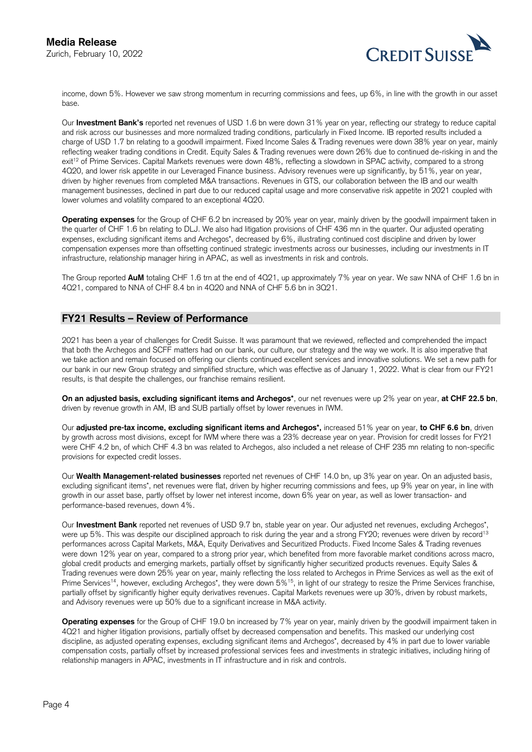income, down 5%. However we saw strong momentum in recurring commissions and fees, up 6%, in line with the growth in our asset base.

Our **Investment Bank's** reported net revenues of USD 1.6 bn were down 31% year on year, reflecting our strategy to reduce capital and risk across our businesses and more normalized trading conditions, particularly in Fixed Income. IB reported results included a charge of USD 1.7 bn relating to a goodwill impairment. Fixed Income Sales & Trading revenues were down 38% year on year, mainly reflecting weaker trading conditions in Credit. Equity Sales & Trading revenues were down 26% due to continued de-risking in and the exit[12] of Prime Services. Capital Markets revenues were down 48%, reflecting a slowdown in SPAC activity, compared to a strong 4Q20, and lower risk appetite in our Leveraged Finance business. Advisory revenues were up significantly, by 51%, year on year, driven by higher revenues from completed M&A transactions. Revenues in GTS, our collaboration between the IB and our wealth management businesses, declined in part due to our reduced capital usage and more conservative risk appetite in 2021 coupled with lower volumes and volatility compared to an exceptional 4Q20.

**Operating expenses** for the Group of CHF 6.2 bn increased by 20% year on year, mainly driven by the goodwill impairment taken in the quarter of CHF 1.6 bn relating to DLJ. We also had litigation provisions of CHF 436 mn in the quarter. Our adjusted operating expenses, excluding significant items and Archegos*, decreased by 6%, illustrating continued cost discipline and driven by lower compensation expenses more than offsetting continued strategic investments across our businesses, including our investments in IT infrastructure, relationship manager hiring in APAC, as well as investments in risk and controls.

The Group reported **AuM** totaling CHF 1.6 trn at the end of 4Q21, up approximately 7% year on year. We saw NNA of CHF 1.6 bn in 4Q21, compared to NNA of CHF 8.4 bn in 4Q20 and NNA of CHF 5.6 bn in 3Q21.

## FY21 Results – Review of Performance

2021 has been a year of challenges for Credit Suisse. It was paramount that we reviewed, reflected and comprehended the impact that both the Archegos and SCFF matters had on our bank, our culture, our strategy and the way we work. It is also imperative that we take action and remain focused on offering our clients continued excellent services and innovative solutions. We set a new path for our bank in our new Group strategy and simplified structure, which was effective as of January 1, 2022. What is clear from our FY21 results, is that despite the challenges, our franchise remains resilient.

**On an adjusted basis, excluding significant items and Archegos***, our net revenues were up 2% year on year, **at CHF 22.5 bn**, driven by revenue growth in AM, IB and SUB partially offset by lower revenues in IWM.

Our **adjusted pre-tax income, excluding significant items and Archegos*,** increased 51% year on year, **to CHF 6.6 bn**, driven by growth across most divisions, except for IWM where there was a 23% decrease year on year. Provision for credit losses for FY21 were CHF 4.2 bn, of which CHF 4.3 bn was related to Archegos, also included a net release of CHF 235 mn relating to non-specific provisions for expected credit losses.

Our **Wealth Management-related businesses** reported net revenues of CHF 14.0 bn, up 3% year on year. On an adjusted basis, excluding significant items*, net revenues were flat, driven by higher recurring commissions and fees, up 9% year on year, in line with growth in our asset base, partly offset by lower net interest income, down 6% year on year, as well as lower transaction- and performance-based revenues, down 4%.

Our **Investment Bank** reported net revenues of USD 9.7 bn, stable year on year. Our adjusted net revenues, excluding Archegos*, were up 5%. This was despite our disciplined approach to risk during the year and a strong FY20; revenues were driven by record[13] performances across Capital Markets, M&A, Equity Derivatives and Securitized Products. Fixed Income Sales & Trading revenues were down 12% year on year, compared to a strong prior year, which benefited from more favorable market conditions across macro, global credit products and emerging markets, partially offset by significantly higher securitized products revenues. Equity Sales & Trading revenues were down 25% year on year, mainly reflecting the loss related to Archegos in Prime Services as well as the exit of Prime Services[14], however, excluding Archegos*, they were down 5%[15], in light of our strategy to resize the Prime Services franchise, partially offset by significantly higher equity derivatives revenues. Capital Markets revenues were up 30%, driven by robust markets, and Advisory revenues were up 50% due to a significant increase in M&A activity.

**Operating expenses** for the Group of CHF 19.0 bn increased by 7% year on year, mainly driven by the goodwill impairment taken in 4Q21 and higher litigation provisions, partially offset by decreased compensation and benefits. This masked our underlying cost discipline, as adjusted operating expenses, excluding significant items and Archegos*, decreased by 4% in part due to lower variable compensation costs, partially offset by increased professional services fees and investments in strategic initiatives, including hiring of relationship managers in APAC, investments in IT infrastructure and in risk and controls.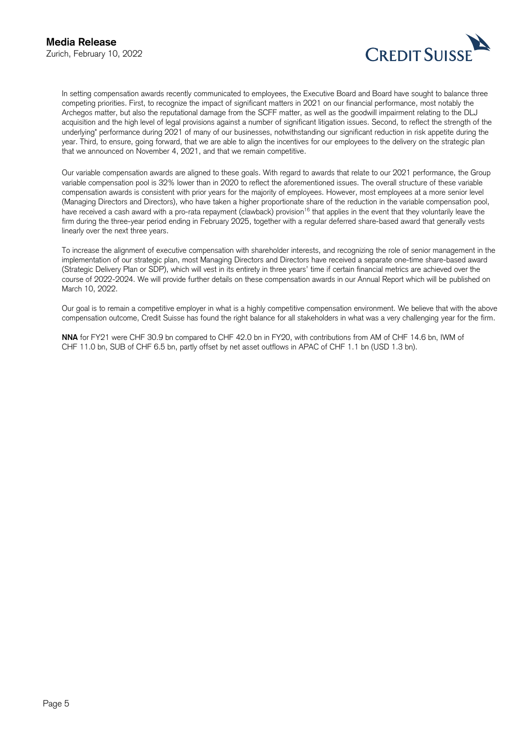In setting compensation awards recently communicated to employees, the Executive Board and Board have sought to balance three competing priorities. First, to recognize the impact of significant matters in 2021 on our financial performance, most notably the Archegos matter, but also the reputational damage from the SCFF matter, as well as the goodwill impairment relating to the DLJ acquisition and the high level of legal provisions against a number of significant litigation issues. Second, to reflect the strength of the underlying* performance during 2021 of many of our businesses, notwithstanding our significant reduction in risk appetite during the year. Third, to ensure, going forward, that we are able to align the incentives for our employees to the delivery on the strategic plan that we announced on November 4, 2021, and that we remain competitive.

Our variable compensation awards are aligned to these goals. With regard to awards that relate to our 2021 performance, the Group variable compensation pool is 32% lower than in 2020 to reflect the aforementioned issues. The overall structure of these variable compensation awards is consistent with prior years for the majority of employees. However, most employees at a more senior level (Managing Directors and Directors), who have taken a higher proportionate share of the reduction in the variable compensation pool, have received a cash award with a pro-rata repayment (clawback) provision[16] that applies in the event that they voluntarily leave the firm during the three-year period ending in February 2025, together with a regular deferred share-based award that generally vests linearly over the next three years.

To increase the alignment of executive compensation with shareholder interests, and recognizing the role of senior management in the implementation of our strategic plan, most Managing Directors and Directors have received a separate one-time share-based award (Strategic Delivery Plan or SDP), which will vest in its entirety in three years' time if certain financial metrics are achieved over the course of 2022-2024. We will provide further details on these compensation awards in our Annual Report which will be published on March 10, 2022.

Our goal is to remain a competitive employer in what is a highly competitive compensation environment. We believe that with the above compensation outcome, Credit Suisse has found the right balance for all stakeholders in what was a very challenging year for the firm.

**NNA** for FY21 were CHF 30.9 bn compared to CHF 42.0 bn in FY20, with contributions from AM of CHF 14.6 bn, IWM of CHF 11.0 bn, SUB of CHF 6.5 bn, partly offset by net asset outflows in APAC of CHF 1.1 bn (USD 1.3 bn).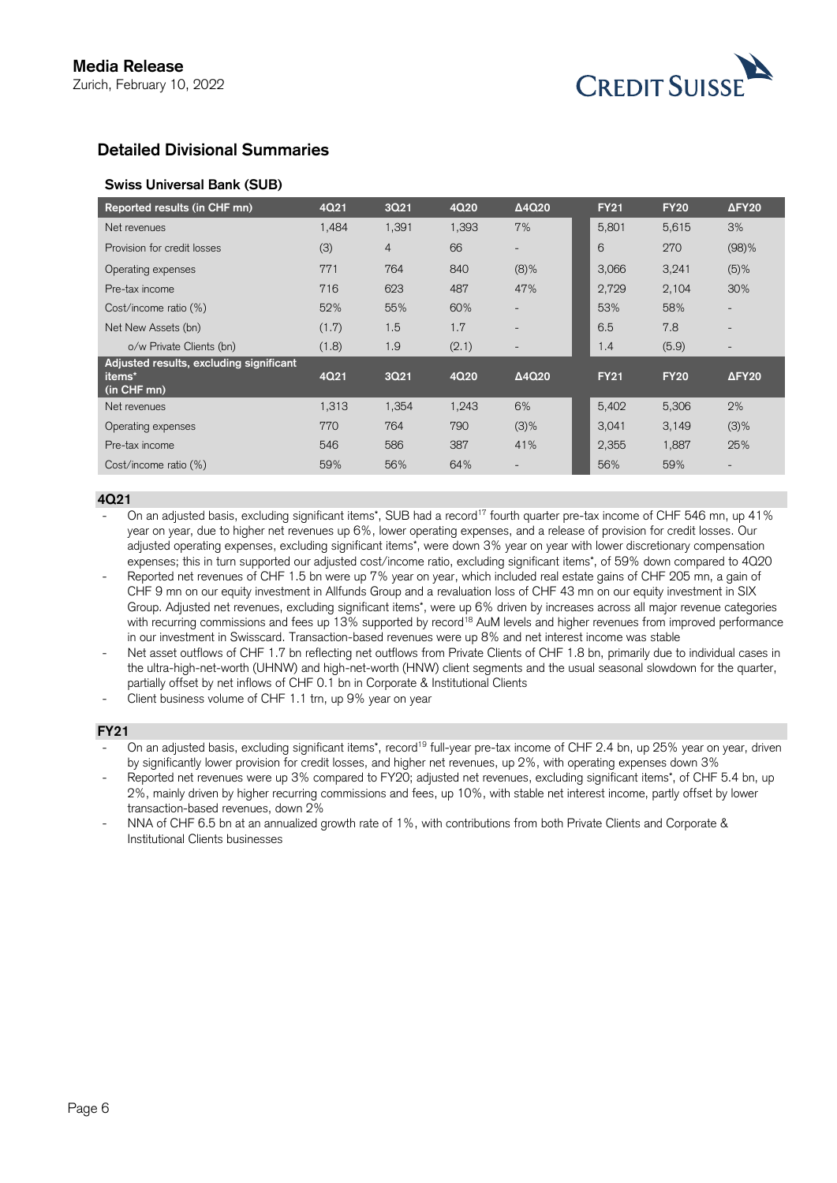**Media Release**
Zurich, February 10, 2022

## Detailed Divisional Summaries

### Swiss Universal Bank (SUB)

| Reported results (in CHF mn) | 4Q21 | 3Q21 | 4Q20 | Δ4Q20 | FY21 | FY20 | ΔFY20 |
|---|---|---|---|---|---|---|---|
| Net revenues | 1,484 | 1,391 | 1,393 | 7% | 5,801 | 5,615 | 3% |
| Provision for credit losses | (3) | 4 | 66 | - | 6 | 270 | (98)% |
| Operating expenses | 771 | 764 | 840 | (8)% | 3,066 | 3,241 | (5)% |
| Pre-tax income | 716 | 623 | 487 | 47% | 2,729 | 2,104 | 30% |
| Cost/income ratio (%) | 52% | 55% | 60% | - | 53% | 58% | - |
| Net New Assets (bn) | (1.7) | 1.5 | 1.7 | - | 6.5 | 7.8 | - |
| o/w Private Clients (bn) | (1.8) | 1.9 | (2.1) | - | 1.4 | (5.9) | - |
| **Adjusted results, excluding significant items* (in CHF mn)** | **4Q21** | **3Q21** | **4Q20** | **Δ4Q20** | **FY21** | **FY20** | **ΔFY20** |
| Net revenues | 1,313 | 1,354 | 1,243 | 6% | 5,402 | 5,306 | 2% |
| Operating expenses | 770 | 764 | 790 | (3)% | 3,041 | 3,149 | (3)% |
| Pre-tax income | 546 | 586 | 387 | 41% | 2,355 | 1,887 | 25% |
| Cost/income ratio (%) | 59% | 56% | 64% | - | 56% | 59% | - |

#### 4Q21

- On an adjusted basis, excluding significant items*, SUB had a record[17] fourth quarter pre-tax income of CHF 546 mn, up 41% year on year, due to higher net revenues up 6%, lower operating expenses, and a release of provision for credit losses. Our adjusted operating expenses, excluding significant items*, were down 3% year on year with lower discretionary compensation expenses; this in turn supported our adjusted cost/income ratio, excluding significant items*, of 59% down compared to 4Q20
- Reported net revenues of CHF 1.5 bn were up 7% year on year, which included real estate gains of CHF 205 mn, a gain of CHF 9 mn on our equity investment in Allfunds Group and a revaluation loss of CHF 43 mn on our equity investment in SIX Group. Adjusted net revenues, excluding significant items*, were up 6% driven by increases across all major revenue categories with recurring commissions and fees up 13% supported by record[18] AuM levels and higher revenues from improved performance in our investment in Swisscard. Transaction-based revenues were up 8% and net interest income was stable
- Net asset outflows of CHF 1.7 bn reflecting net outflows from Private Clients of CHF 1.8 bn, primarily due to individual cases in the ultra-high-net-worth (UHNW) and high-net-worth (HNW) client segments and the usual seasonal slowdown for the quarter, partially offset by net inflows of CHF 0.1 bn in Corporate & Institutional Clients
- Client business volume of CHF 1.1 trn, up 9% year on year

#### FY21

- On an adjusted basis, excluding significant items*, record[19] full-year pre-tax income of CHF 2.4 bn, up 25% year on year, driven by significantly lower provision for credit losses, and higher net revenues, up 2%, with operating expenses down 3%
- Reported net revenues were up 3% compared to FY20; adjusted net revenues, excluding significant items*, of CHF 5.4 bn, up 2%, mainly driven by higher recurring commissions and fees, up 10%, with stable net interest income, partly offset by lower transaction-based revenues, down 2%
- NNA of CHF 6.5 bn at an annualized growth rate of 1%, with contributions from both Private Clients and Corporate & Institutional Clients businesses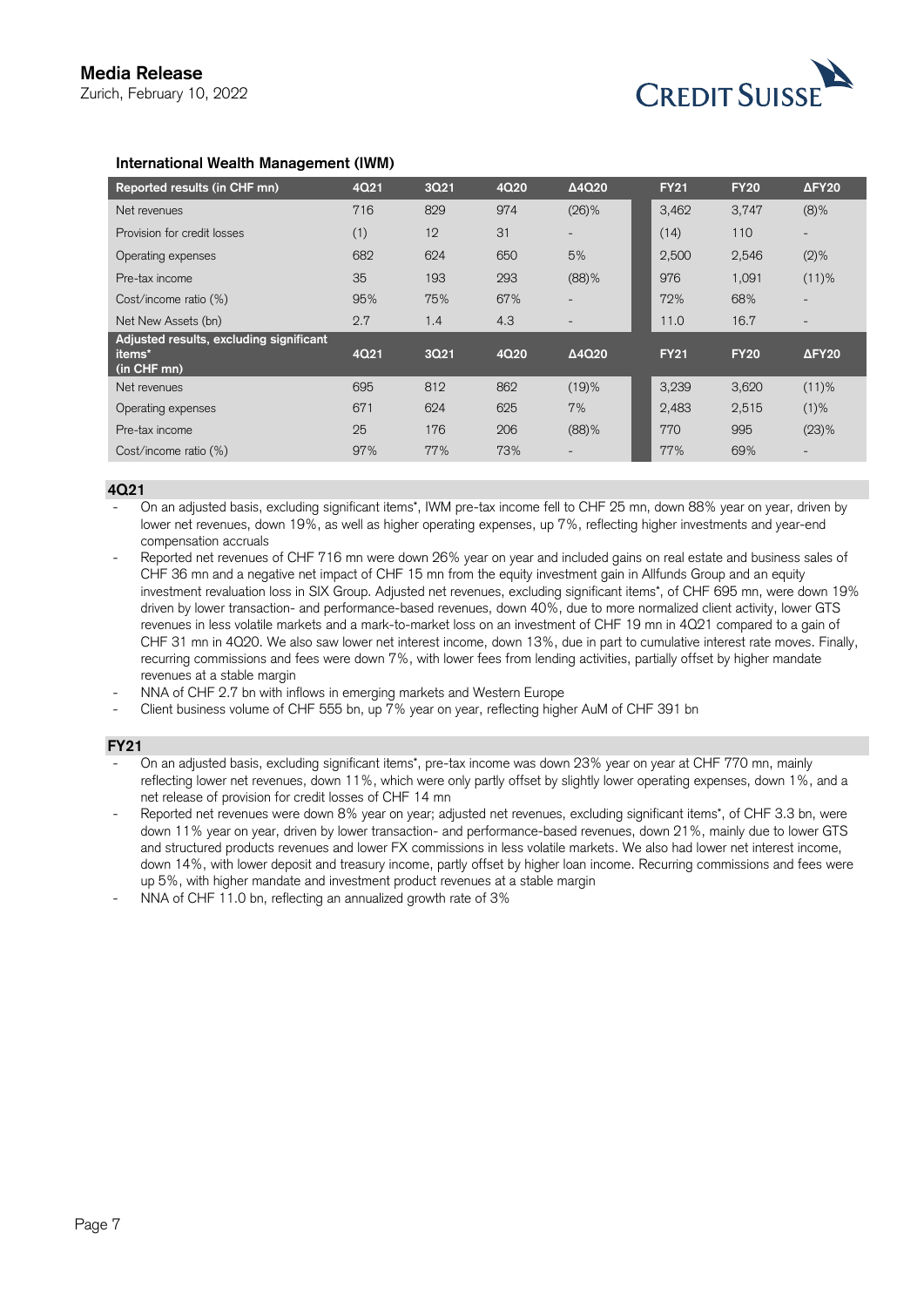**Media Release**
Zurich, February 10, 2022

### International Wealth Management (IWM)

| Reported results (in CHF mn) | 4Q21 | 3Q21 | 4Q20 | Δ4Q20 | FY21 | FY20 | ΔFY20 |
|---|---|---|---|---|---|---|---|
| Net revenues | 716 | 829 | 974 | (26)% | 3,462 | 3,747 | (8)% |
| Provision for credit losses | (1) | 12 | 31 | - | (14) | 110 | - |
| Operating expenses | 682 | 624 | 650 | 5% | 2,500 | 2,546 | (2)% |
| Pre-tax income | 35 | 193 | 293 | (88)% | 976 | 1,091 | (11)% |
| Cost/income ratio (%) | 95% | 75% | 67% | - | 72% | 68% | - |
| Net New Assets (bn) | 2.7 | 1.4 | 4.3 | - | 11.0 | 16.7 | - |
| **Adjusted results, excluding significant items* (in CHF mn)** | **4Q21** | **3Q21** | **4Q20** | **Δ4Q20** | **FY21** | **FY20** | **ΔFY20** |
| Net revenues | 695 | 812 | 862 | (19)% | 3,239 | 3,620 | (11)% |
| Operating expenses | 671 | 624 | 625 | 7% | 2,483 | 2,515 | (1)% |
| Pre-tax income | 25 | 176 | 206 | (88)% | 770 | 995 | (23)% |
| Cost/income ratio (%) | 97% | 77% | 73% | - | 77% | 69% | - |

#### 4Q21

- On an adjusted basis, excluding significant items*, IWM pre-tax income fell to CHF 25 mn, down 88% year on year, driven by lower net revenues, down 19%, as well as higher operating expenses, up 7%, reflecting higher investments and year-end compensation accruals
- Reported net revenues of CHF 716 mn were down 26% year on year and included gains on real estate and business sales of CHF 36 mn and a negative net impact of CHF 15 mn from the equity investment gain in Allfunds Group and an equity investment revaluation loss in SIX Group. Adjusted net revenues, excluding significant items*, of CHF 695 mn, were down 19% driven by lower transaction- and performance-based revenues, down 40%, due to more normalized client activity, lower GTS revenues in less volatile markets and a mark-to-market loss on an investment of CHF 19 mn in 4Q21 compared to a gain of CHF 31 mn in 4Q20. We also saw lower net interest income, down 13%, due in part to cumulative interest rate moves. Finally, recurring commissions and fees were down 7%, with lower fees from lending activities, partially offset by higher mandate revenues at a stable margin
- NNA of CHF 2.7 bn with inflows in emerging markets and Western Europe
- Client business volume of CHF 555 bn, up 7% year on year, reflecting higher AuM of CHF 391 bn

#### FY21

- On an adjusted basis, excluding significant items*, pre-tax income was down 23% year on year at CHF 770 mn, mainly reflecting lower net revenues, down 11%, which were only partly offset by slightly lower operating expenses, down 1%, and a net release of provision for credit losses of CHF 14 mn
- Reported net revenues were down 8% year on year; adjusted net revenues, excluding significant items*, of CHF 3.3 bn, were down 11% year on year, driven by lower transaction- and performance-based revenues, down 21%, mainly due to lower GTS and structured products revenues and lower FX commissions in less volatile markets. We also had lower net interest income, down 14%, with lower deposit and treasury income, partly offset by higher loan income. Recurring commissions and fees were up 5%, with higher mandate and investment product revenues at a stable margin
- NNA of CHF 11.0 bn, reflecting an annualized growth rate of 3%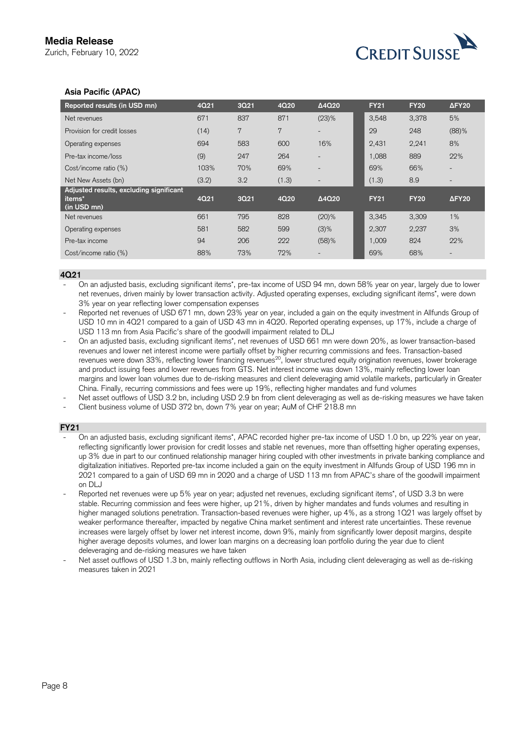**Media Release**
Zurich, February 10, 2022

### Asia Pacific (APAC)

| Reported results (in USD mn) | 4Q21 | 3Q21 | 4Q20 | Δ4Q20 | FY21 | FY20 | ΔFY20 |
|---|---|---|---|---|---|---|---|
| Net revenues | 671 | 837 | 871 | (23)% | 3,548 | 3,378 | 5% |
| Provision for credit losses | (14) | 7 | 7 | - | 29 | 248 | (88)% |
| Operating expenses | 694 | 583 | 600 | 16% | 2,431 | 2,241 | 8% |
| Pre-tax income/loss | (9) | 247 | 264 | - | 1,088 | 889 | 22% |
| Cost/income ratio (%) | 103% | 70% | 69% | - | 69% | 66% | - |
| Net New Assets (bn) | (3.2) | 3.2 | (1.3) | - | (1.3) | 8.9 | - |
| **Adjusted results, excluding significant items* (in USD mn)** | **4Q21** | **3Q21** | **4Q20** | **Δ4Q20** | **FY21** | **FY20** | **ΔFY20** |
| Net revenues | 661 | 795 | 828 | (20)% | 3,345 | 3,309 | 1% |
| Operating expenses | 581 | 582 | 599 | (3)% | 2,307 | 2,237 | 3% |
| Pre-tax income | 94 | 206 | 222 | (58)% | 1,009 | 824 | 22% |
| Cost/income ratio (%) | 88% | 73% | 72% | - | 69% | 68% | - |

**4Q21**

- On an adjusted basis, excluding significant items*, pre-tax income of USD 94 mn, down 58% year on year, largely due to lower net revenues, driven mainly by lower transaction activity. Adjusted operating expenses, excluding significant items*, were down 3% year on year reflecting lower compensation expenses
- Reported net revenues of USD 671 mn, down 23% year on year, included a gain on the equity investment in Allfunds Group of USD 10 mn in 4Q21 compared to a gain of USD 43 mn in 4Q20. Reported operating expenses, up 17%, include a charge of USD 113 mn from Asia Pacific's share of the goodwill impairment related to DLJ
- On an adjusted basis, excluding significant items*, net revenues of USD 661 mn were down 20%, as lower transaction-based revenues and lower net interest income were partially offset by higher recurring commissions and fees. Transaction-based revenues were down 33%, reflecting lower financing revenues[20], lower structured equity origination revenues, lower brokerage and product issuing fees and lower revenues from GTS. Net interest income was down 13%, mainly reflecting lower loan margins and lower loan volumes due to de-risking measures and client deleveraging amid volatile markets, particularly in Greater China. Finally, recurring commissions and fees were up 19%, reflecting higher mandates and fund volumes
- Net asset outflows of USD 3.2 bn, including USD 2.9 bn from client deleveraging as well as de-risking measures we have taken
- Client business volume of USD 372 bn, down 7% year on year; AuM of CHF 218.8 mn

**FY21**

- On an adjusted basis, excluding significant items*, APAC recorded higher pre-tax income of USD 1.0 bn, up 22% year on year, reflecting significantly lower provision for credit losses and stable net revenues, more than offsetting higher operating expenses, up 3% due in part to our continued relationship manager hiring coupled with other investments in private banking compliance and digitalization initiatives. Reported pre-tax income included a gain on the equity investment in Allfunds Group of USD 196 mn in 2021 compared to a gain of USD 69 mn in 2020 and a charge of USD 113 mn from APAC's share of the goodwill impairment on DLJ
- Reported net revenues were up 5% year on year; adjusted net revenues, excluding significant items*, of USD 3.3 bn were stable. Recurring commission and fees were higher, up 21%, driven by higher mandates and funds volumes and resulting in higher managed solutions penetration. Transaction-based revenues were higher, up 4%, as a strong 1Q21 was largely offset by weaker performance thereafter, impacted by negative China market sentiment and interest rate uncertainties. These revenue increases were largely offset by lower net interest income, down 9%, mainly from significantly lower deposit margins, despite higher average deposits volumes, and lower loan margins on a decreasing loan portfolio during the year due to client deleveraging and de-risking measures we have taken
- Net asset outflows of USD 1.3 bn, mainly reflecting outflows in North Asia, including client deleveraging as well as de-risking measures taken in 2021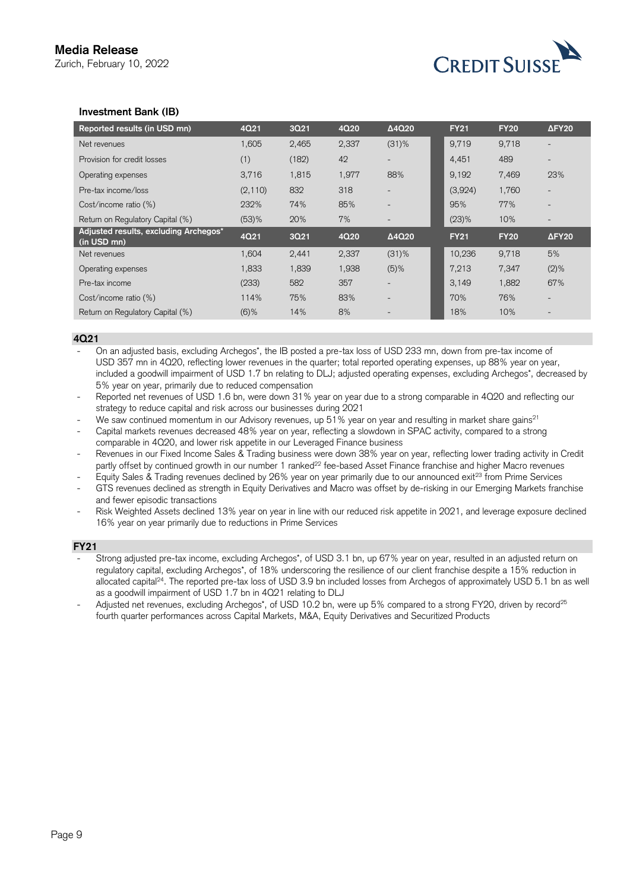### Investment Bank (IB)

| Reported results (in USD mn) | 4Q21 | 3Q21 | 4Q20 | Δ4Q20 | FY21 | FY20 | ΔFY20 |
|---|---|---|---|---|---|---|---|
| Net revenues | 1,605 | 2,465 | 2,337 | (31)% | 9,719 | 9,718 | - |
| Provision for credit losses | (1) | (182) | 42 | - | 4,451 | 489 | - |
| Operating expenses | 3,716 | 1,815 | 1,977 | 88% | 9,192 | 7,469 | 23% |
| Pre-tax income/loss | (2,110) | 832 | 318 | - | (3,924) | 1,760 | - |
| Cost/income ratio (%) | 232% | 74% | 85% | - | 95% | 77% | - |
| Return on Regulatory Capital (%) | (53)% | 20% | 7% | - | (23)% | 10% | - |
| **Adjusted results, excluding Archegos* (in USD mn)** | **4Q21** | **3Q21** | **4Q20** | **Δ4Q20** | **FY21** | **FY20** | **ΔFY20** |
| Net revenues | 1,604 | 2,441 | 2,337 | (31)% | 10,236 | 9,718 | 5% |
| Operating expenses | 1,833 | 1,839 | 1,938 | (5)% | 7,213 | 7,347 | (2)% |
| Pre-tax income | (233) | 582 | 357 | - | 3,149 | 1,882 | 67% |
| Cost/income ratio (%) | 114% | 75% | 83% | - | 70% | 76% | - |
| Return on Regulatory Capital (%) | (6)% | 14% | 8% | - | 18% | 10% | - |

#### 4Q21

- On an adjusted basis, excluding Archegos*, the IB posted a pre-tax loss of USD 233 mn, down from pre-tax income of USD 357 mn in 4Q20, reflecting lower revenues in the quarter; total reported operating expenses, up 88% year on year, included a goodwill impairment of USD 1.7 bn relating to DLJ; adjusted operating expenses, excluding Archegos*, decreased by 5% year on year, primarily due to reduced compensation
- Reported net revenues of USD 1.6 bn, were down 31% year on year due to a strong comparable in 4Q20 and reflecting our strategy to reduce capital and risk across our businesses during 2021
- We saw continued momentum in our Advisory revenues, up 51% year on year and resulting in market share gains[21]
- Capital markets revenues decreased 48% year on year, reflecting a slowdown in SPAC activity, compared to a strong comparable in 4Q20, and lower risk appetite in our Leveraged Finance business
- Revenues in our Fixed Income Sales & Trading business were down 38% year on year, reflecting lower trading activity in Credit partly offset by continued growth in our number 1 ranked[22] fee-based Asset Finance franchise and higher Macro revenues
- Equity Sales & Trading revenues declined by 26% year on year primarily due to our announced exit[23] from Prime Services
- GTS revenues declined as strength in Equity Derivatives and Macro was offset by de-risking in our Emerging Markets franchise and fewer episodic transactions
- Risk Weighted Assets declined 13% year on year in line with our reduced risk appetite in 2021, and leverage exposure declined 16% year on year primarily due to reductions in Prime Services

#### FY21

- Strong adjusted pre-tax income, excluding Archegos*, of USD 3.1 bn, up 67% year on year, resulted in an adjusted return on regulatory capital, excluding Archegos*, of 18% underscoring the resilience of our client franchise despite a 15% reduction in allocated capital[24]. The reported pre-tax loss of USD 3.9 bn included losses from Archegos of approximately USD 5.1 bn as well as a goodwill impairment of USD 1.7 bn in 4Q21 relating to DLJ
- Adjusted net revenues, excluding Archegos*, of USD 10.2 bn, were up 5% compared to a strong FY20, driven by record[25] fourth quarter performances across Capital Markets, M&A, Equity Derivatives and Securitized Products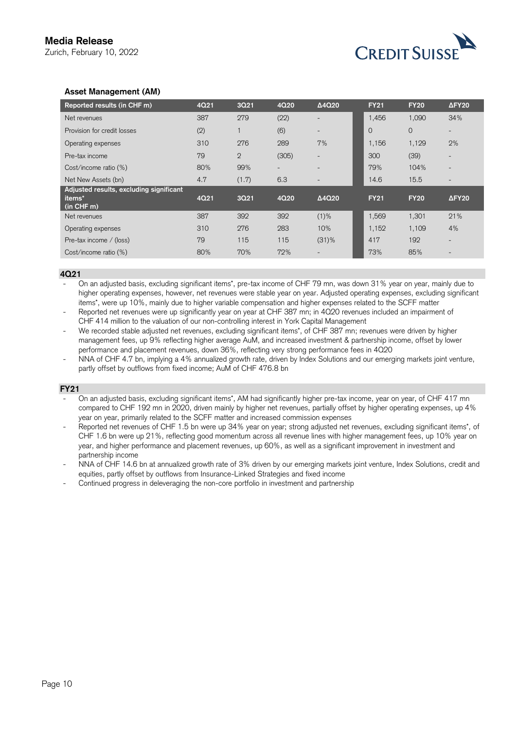**Media Release**
Zurich, February 10, 2022

### Asset Management (AM)

| Reported results (in CHF m) | 4Q21 | 3Q21 | 4Q20 | Δ4Q20 | FY21 | FY20 | ΔFY20 |
|---|---|---|---|---|---|---|---|
| Net revenues | 387 | 279 | (22) | - | 1,456 | 1,090 | 34% |
| Provision for credit losses | (2) | 1 | (6) | - | 0 | 0 | - |
| Operating expenses | 310 | 276 | 289 | 7% | 1,156 | 1,129 | 2% |
| Pre-tax income | 79 | 2 | (305) | - | 300 | (39) | - |
| Cost/income ratio (%) | 80% | 99% | - | - | 79% | 104% | - |
| Net New Assets (bn) | 4.7 | (1.7) | 6.3 | - | 14.6 | 15.5 | - |
| **Adjusted results, excluding significant items* (in CHF m)** | **4Q21** | **3Q21** | **4Q20** | **Δ4Q20** | **FY21** | **FY20** | **ΔFY20** |
| Net revenues | 387 | 392 | 392 | (1)% | 1,569 | 1,301 | 21% |
| Operating expenses | 310 | 276 | 283 | 10% | 1,152 | 1,109 | 4% |
| Pre-tax income / (loss) | 79 | 115 | 115 | (31)% | 417 | 192 | - |
| Cost/income ratio (%) | 80% | 70% | 72% | - | 73% | 85% | - |

**4Q21**

- On an adjusted basis, excluding significant items*, pre-tax income of CHF 79 mn, was down 31% year on year, mainly due to higher operating expenses, however, net revenues were stable year on year. Adjusted operating expenses, excluding significant items*, were up 10%, mainly due to higher variable compensation and higher expenses related to the SCFF matter
- Reported net revenues were up significantly year on year at CHF 387 mn; in 4Q20 revenues included an impairment of CHF 414 million to the valuation of our non-controlling interest in York Capital Management
- We recorded stable adjusted net revenues, excluding significant items*, of CHF 387 mn; revenues were driven by higher management fees, up 9% reflecting higher average AuM, and increased investment & partnership income, offset by lower performance and placement revenues, down 36%, reflecting very strong performance fees in 4Q20
- NNA of CHF 4.7 bn, implying a 4% annualized growth rate, driven by Index Solutions and our emerging markets joint venture, partly offset by outflows from fixed income; AuM of CHF 476.8 bn

**FY21**

- On an adjusted basis, excluding significant items*, AM had significantly higher pre-tax income, year on year, of CHF 417 mn compared to CHF 192 mn in 2020, driven mainly by higher net revenues, partially offset by higher operating expenses, up 4% year on year, primarily related to the SCFF matter and increased commission expenses
- Reported net revenues of CHF 1.5 bn were up 34% year on year; strong adjusted net revenues, excluding significant items*, of CHF 1.6 bn were up 21%, reflecting good momentum across all revenue lines with higher management fees, up 10% year on year, and higher performance and placement revenues, up 60%, as well as a significant improvement in investment and partnership income
- NNA of CHF 14.6 bn at annualized growth rate of 3% driven by our emerging markets joint venture, Index Solutions, credit and equities, partly offset by outflows from Insurance-Linked Strategies and fixed income
- Continued progress in deleveraging the non-core portfolio in investment and partnership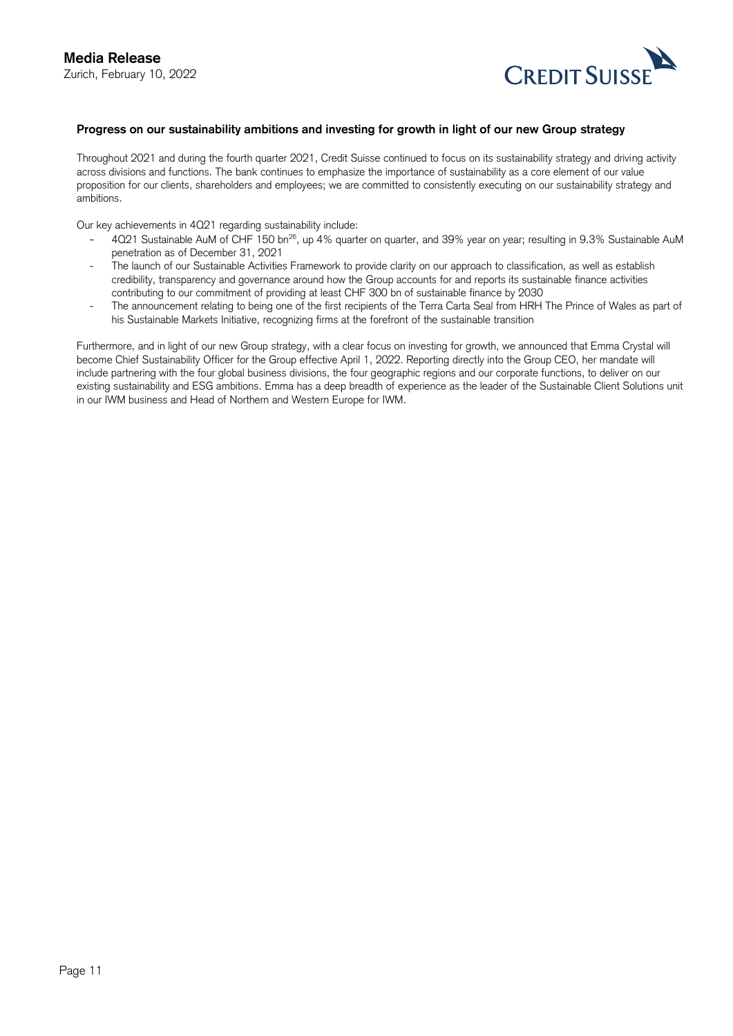### Progress on our sustainability ambitions and investing for growth in light of our new Group strategy

Throughout 2021 and during the fourth quarter 2021, Credit Suisse continued to focus on its sustainability strategy and driving activity across divisions and functions. The bank continues to emphasize the importance of sustainability as a core element of our value proposition for our clients, shareholders and employees; we are committed to consistently executing on our sustainability strategy and ambitions.

Our key achievements in 4Q21 regarding sustainability include:

- 4Q21 Sustainable AuM of CHF 150 bn[26], up 4% quarter on quarter, and 39% year on year; resulting in 9.3% Sustainable AuM penetration as of December 31, 2021
- The launch of our Sustainable Activities Framework to provide clarity on our approach to classification, as well as establish credibility, transparency and governance around how the Group accounts for and reports its sustainable finance activities contributing to our commitment of providing at least CHF 300 bn of sustainable finance by 2030
- The announcement relating to being one of the first recipients of the Terra Carta Seal from HRH The Prince of Wales as part of his Sustainable Markets Initiative, recognizing firms at the forefront of the sustainable transition

Furthermore, and in light of our new Group strategy, with a clear focus on investing for growth, we announced that Emma Crystal will become Chief Sustainability Officer for the Group effective April 1, 2022. Reporting directly into the Group CEO, her mandate will include partnering with the four global business divisions, the four geographic regions and our corporate functions, to deliver on our existing sustainability and ESG ambitions. Emma has a deep breadth of experience as the leader of the Sustainable Client Solutions unit in our IWM business and Head of Northern and Western Europe for IWM.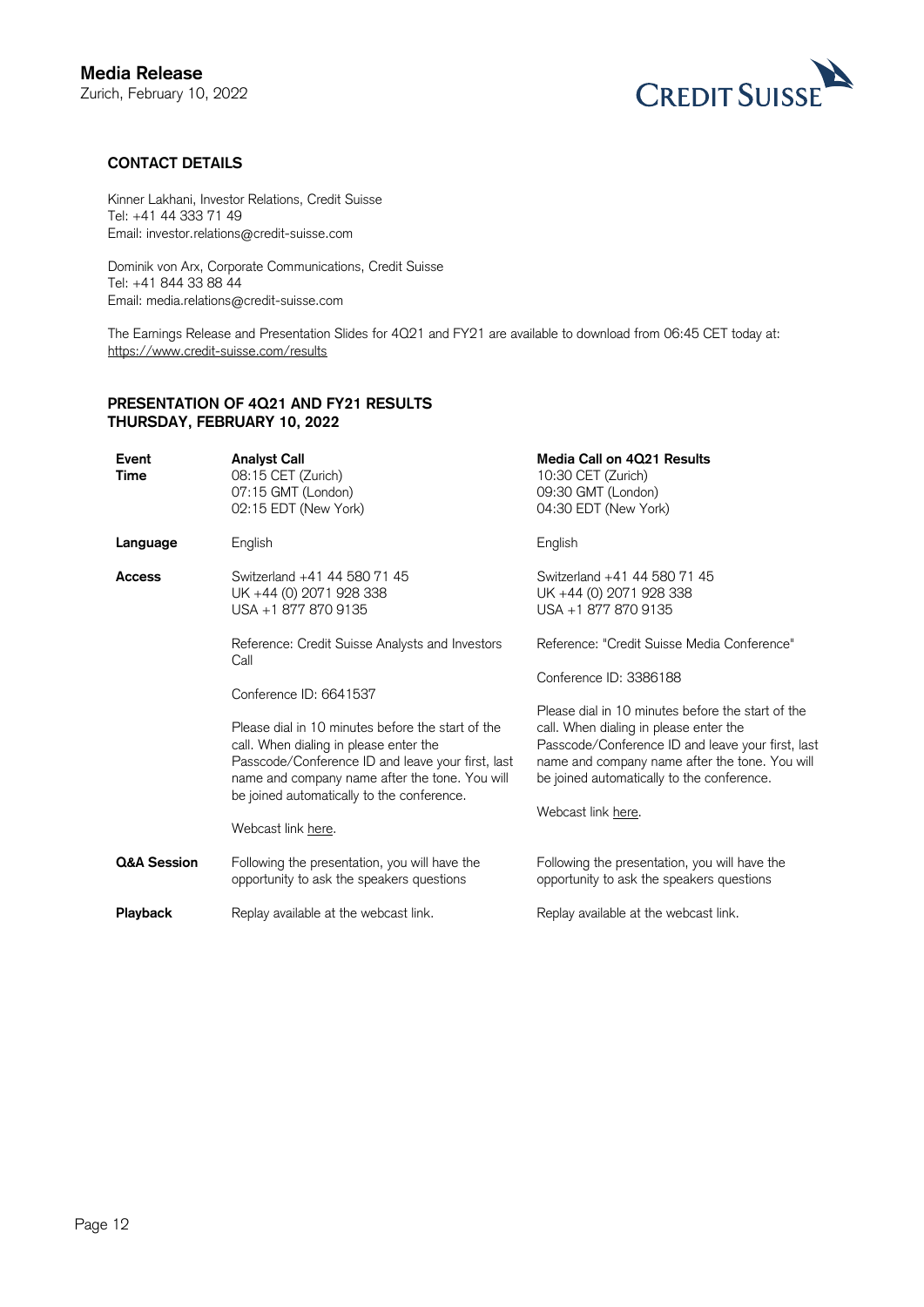**Media Release**
Zurich, February 10, 2022

## CONTACT DETAILS

Kinner Lakhani, Investor Relations, Credit Suisse
Tel: +41 44 333 71 49
Email: investor.relations@credit-suisse.com

Dominik von Arx, Corporate Communications, Credit Suisse
Tel: +41 844 33 88 44
Email: media.relations@credit-suisse.com

The Earnings Release and Presentation Slides for 4Q21 and FY21 are available to download from 06:45 CET today at: https://www.credit-suisse.com/results

## PRESENTATION OF 4Q21 AND FY21 RESULTS
## THURSDAY, FEBRUARY 10, 2022

| **Event**<br>**Time** | **Analyst Call**<br>08:15 CET (Zurich)<br>07:15 GMT (London)<br>02:15 EDT (New York) | **Media Call on 4Q21 Results**<br>10:30 CET (Zurich)<br>09:30 GMT (London)<br>04:30 EDT (New York) |
|---|---|---|
| **Language** | English | English |
| **Access** | Switzerland +41 44 580 71 45<br>UK +44 (0) 2071 928 338<br>USA +1 877 870 9135<br><br>Reference: Credit Suisse Analysts and Investors Call<br><br>Conference ID: 6641537<br><br>Please dial in 10 minutes before the start of the call. When dialing in please enter the Passcode/Conference ID and leave your first, last name and company name after the tone. You will be joined automatically to the conference.<br><br>Webcast link here. | Switzerland +41 44 580 71 45<br>UK +44 (0) 2071 928 338<br>USA +1 877 870 9135<br><br>Reference: "Credit Suisse Media Conference"<br><br>Conference ID: 3386188<br><br>Please dial in 10 minutes before the start of the call. When dialing in please enter the Passcode/Conference ID and leave your first, last name and company name after the tone. You will be joined automatically to the conference.<br><br>Webcast link here. |
| **Q&A Session** | Following the presentation, you will have the opportunity to ask the speakers questions | Following the presentation, you will have the opportunity to ask the speakers questions |
| **Playback** | Replay available at the webcast link. | Replay available at the webcast link. |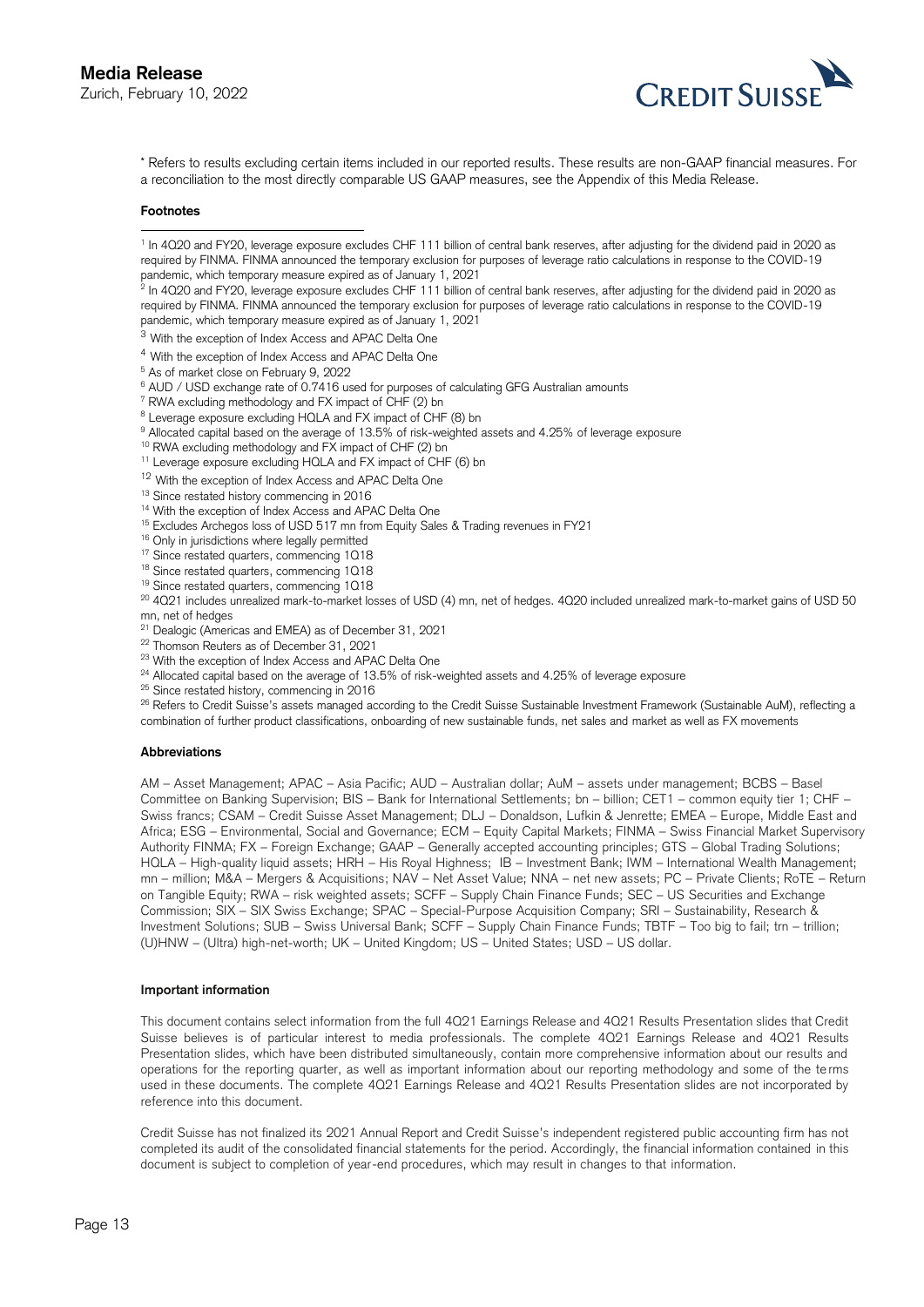\* Refers to results excluding certain items included in our reported results. These results are non-GAAP financial measures. For a reconciliation to the most directly comparable US GAAP measures, see the Appendix of this Media Release.

**Footnotes**

[1] In 4Q20 and FY20, leverage exposure excludes CHF 111 billion of central bank reserves, after adjusting for the dividend paid in 2020 as required by FINMA. FINMA announced the temporary exclusion for purposes of leverage ratio calculations in response to the COVID-19 pandemic, which temporary measure expired as of January 1, 2021

[2] In 4Q20 and FY20, leverage exposure excludes CHF 111 billion of central bank reserves, after adjusting for the dividend paid in 2020 as required by FINMA. FINMA announced the temporary exclusion for purposes of leverage ratio calculations in response to the COVID-19 pandemic, which temporary measure expired as of January 1, 2021

[3] With the exception of Index Access and APAC Delta One

[4] With the exception of Index Access and APAC Delta One

[5] As of market close on February 9, 2022

[6] AUD / USD exchange rate of 0.7416 used for purposes of calculating GFG Australian amounts

[7] RWA excluding methodology and FX impact of CHF (2) bn

[8] Leverage exposure excluding HQLA and FX impact of CHF (8) bn

[9] Allocated capital based on the average of 13.5% of risk-weighted assets and 4.25% of leverage exposure

[10] RWA excluding methodology and FX impact of CHF (2) bn

[11] Leverage exposure excluding HQLA and FX impact of CHF (6) bn

[12] With the exception of Index Access and APAC Delta One

[13] Since restated history commencing in 2016

[14] With the exception of Index Access and APAC Delta One

[15] Excludes Archegos loss of USD 517 mn from Equity Sales & Trading revenues in FY21

[16] Only in jurisdictions where legally permitted

[17] Since restated quarters, commencing 1Q18

[18] Since restated quarters, commencing 1Q18

[19] Since restated quarters, commencing 1Q18

[20] 4Q21 includes unrealized mark-to-market losses of USD (4) mn, net of hedges. 4Q20 included unrealized mark-to-market gains of USD 50 mn, net of hedges

[21] Dealogic (Americas and EMEA) as of December 31, 2021

[22] Thomson Reuters as of December 31, 2021

[23] With the exception of Index Access and APAC Delta One

[24] Allocated capital based on the average of 13.5% of risk-weighted assets and 4.25% of leverage exposure

[25] Since restated history, commencing in 2016

[26] Refers to Credit Suisse's assets managed according to the Credit Suisse Sustainable Investment Framework (Sustainable AuM), reflecting a combination of further product classifications, onboarding of new sustainable funds, net sales and market as well as FX movements

**Abbreviations**

AM – Asset Management; APAC – Asia Pacific; AUD – Australian dollar; AuM – assets under management; BCBS – Basel Committee on Banking Supervision; BIS – Bank for International Settlements; bn – billion; CET1 – common equity tier 1; CHF – Swiss francs; CSAM – Credit Suisse Asset Management; DLJ – Donaldson, Lufkin & Jenrette; EMEA – Europe, Middle East and Africa; ESG – Environmental, Social and Governance; ECM – Equity Capital Markets; FINMA – Swiss Financial Market Supervisory Authority FINMA; FX – Foreign Exchange; GAAP – Generally accepted accounting principles; GTS – Global Trading Solutions; HQLA – High-quality liquid assets; HRH – His Royal Highness; IB – Investment Bank; IWM – International Wealth Management; mn – million; M&A – Mergers & Acquisitions; NAV – Net Asset Value; NNA – net new assets; PC – Private Clients; RoTE – Return on Tangible Equity; RWA – risk weighted assets; SCFF – Supply Chain Finance Funds; SEC – US Securities and Exchange Commission; SIX – SIX Swiss Exchange; SPAC – Special-Purpose Acquisition Company; SRI – Sustainability, Research & Investment Solutions; SUB – Swiss Universal Bank; SCFF – Supply Chain Finance Funds; TBTF – Too big to fail; trn – trillion; (U)HNW – (Ultra) high-net-worth; UK – United Kingdom; US – United States; USD – US dollar.

**Important information**

This document contains select information from the full 4Q21 Earnings Release and 4Q21 Results Presentation slides that Credit Suisse believes is of particular interest to media professionals. The complete 4Q21 Earnings Release and 4Q21 Results Presentation slides, which have been distributed simultaneously, contain more comprehensive information about our results and operations for the reporting quarter, as well as important information about our reporting methodology and some of the terms used in these documents. The complete 4Q21 Earnings Release and 4Q21 Results Presentation slides are not incorporated by reference into this document.

Credit Suisse has not finalized its 2021 Annual Report and Credit Suisse's independent registered public accounting firm has not completed its audit of the consolidated financial statements for the period. Accordingly, the financial information contained in this document is subject to completion of year-end procedures, which may result in changes to that information.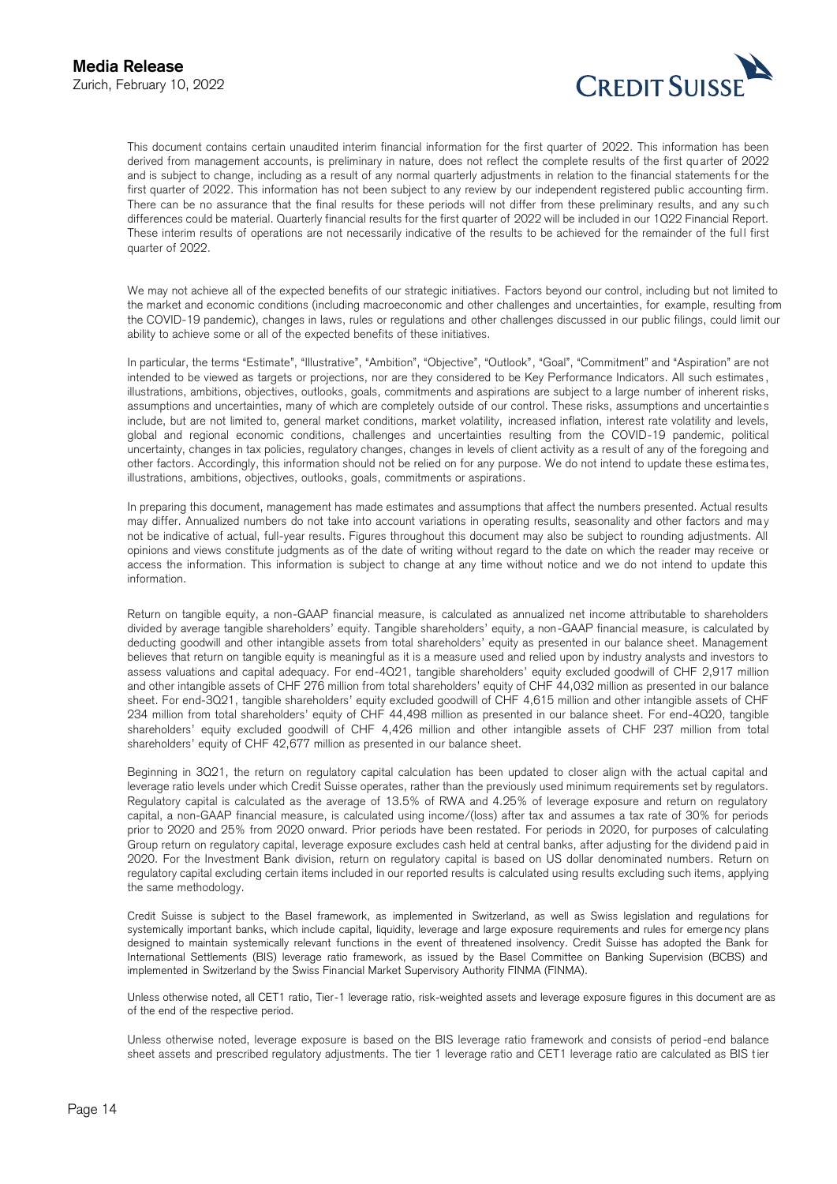This document contains certain unaudited interim financial information for the first quarter of 2022. This information has been derived from management accounts, is preliminary in nature, does not reflect the complete results of the first quarter of 2022 and is subject to change, including as a result of any normal quarterly adjustments in relation to the financial statements for the first quarter of 2022. This information has not been subject to any review by our independent registered public accounting firm. There can be no assurance that the final results for these periods will not differ from these preliminary results, and any such differences could be material. Quarterly financial results for the first quarter of 2022 will be included in our 1Q22 Financial Report. These interim results of operations are not necessarily indicative of the results to be achieved for the remainder of the full first quarter of 2022.

We may not achieve all of the expected benefits of our strategic initiatives. Factors beyond our control, including but not limited to the market and economic conditions (including macroeconomic and other challenges and uncertainties, for example, resulting from the COVID-19 pandemic), changes in laws, rules or regulations and other challenges discussed in our public filings, could limit our ability to achieve some or all of the expected benefits of these initiatives.

In particular, the terms "Estimate", "Illustrative", "Ambition", "Objective", "Outlook", "Goal", "Commitment" and "Aspiration" are not intended to be viewed as targets or projections, nor are they considered to be Key Performance Indicators. All such estimates, illustrations, ambitions, objectives, outlooks, goals, commitments and aspirations are subject to a large number of inherent risks, assumptions and uncertainties, many of which are completely outside of our control. These risks, assumptions and uncertainties include, but are not limited to, general market conditions, market volatility, increased inflation, interest rate volatility and levels, global and regional economic conditions, challenges and uncertainties resulting from the COVID-19 pandemic, political uncertainty, changes in tax policies, regulatory changes, changes in levels of client activity as a result of any of the foregoing and other factors. Accordingly, this information should not be relied on for any purpose. We do not intend to update these estimates, illustrations, ambitions, objectives, outlooks, goals, commitments or aspirations.

In preparing this document, management has made estimates and assumptions that affect the numbers presented. Actual results may differ. Annualized numbers do not take into account variations in operating results, seasonality and other factors and may not be indicative of actual, full-year results. Figures throughout this document may also be subject to rounding adjustments. All opinions and views constitute judgments as of the date of writing without regard to the date on which the reader may receive or access the information. This information is subject to change at any time without notice and we do not intend to update this information.

Return on tangible equity, a non-GAAP financial measure, is calculated as annualized net income attributable to shareholders divided by average tangible shareholders' equity. Tangible shareholders' equity, a non-GAAP financial measure, is calculated by deducting goodwill and other intangible assets from total shareholders' equity as presented in our balance sheet. Management believes that return on tangible equity is meaningful as it is a measure used and relied upon by industry analysts and investors to assess valuations and capital adequacy. For end-4Q21, tangible shareholders' equity excluded goodwill of CHF 2,917 million and other intangible assets of CHF 276 million from total shareholders' equity of CHF 44,032 million as presented in our balance sheet. For end-3Q21, tangible shareholders' equity excluded goodwill of CHF 4,615 million and other intangible assets of CHF 234 million from total shareholders' equity of CHF 44,498 million as presented in our balance sheet. For end-4Q20, tangible shareholders' equity excluded goodwill of CHF 4,426 million and other intangible assets of CHF 237 million from total shareholders' equity of CHF 42,677 million as presented in our balance sheet.

Beginning in 3Q21, the return on regulatory capital calculation has been updated to closer align with the actual capital and leverage ratio levels under which Credit Suisse operates, rather than the previously used minimum requirements set by regulators. Regulatory capital is calculated as the average of 13.5% of RWA and 4.25% of leverage exposure and return on regulatory capital, a non-GAAP financial measure, is calculated using income/(loss) after tax and assumes a tax rate of 30% for periods prior to 2020 and 25% from 2020 onward. Prior periods have been restated. For periods in 2020, for purposes of calculating Group return on regulatory capital, leverage exposure excludes cash held at central banks, after adjusting for the dividend paid in 2020. For the Investment Bank division, return on regulatory capital is based on US dollar denominated numbers. Return on regulatory capital excluding certain items included in our reported results is calculated using results excluding such items, applying the same methodology.

Credit Suisse is subject to the Basel framework, as implemented in Switzerland, as well as Swiss legislation and regulations for systemically important banks, which include capital, liquidity, leverage and large exposure requirements and rules for emergency plans designed to maintain systemically relevant functions in the event of threatened insolvency. Credit Suisse has adopted the Bank for International Settlements (BIS) leverage ratio framework, as issued by the Basel Committee on Banking Supervision (BCBS) and implemented in Switzerland by the Swiss Financial Market Supervisory Authority FINMA (FINMA).

Unless otherwise noted, all CET1 ratio, Tier-1 leverage ratio, risk-weighted assets and leverage exposure figures in this document are as of the end of the respective period.

Unless otherwise noted, leverage exposure is based on the BIS leverage ratio framework and consists of period-end balance sheet assets and prescribed regulatory adjustments. The tier 1 leverage ratio and CET1 leverage ratio are calculated as BIS tier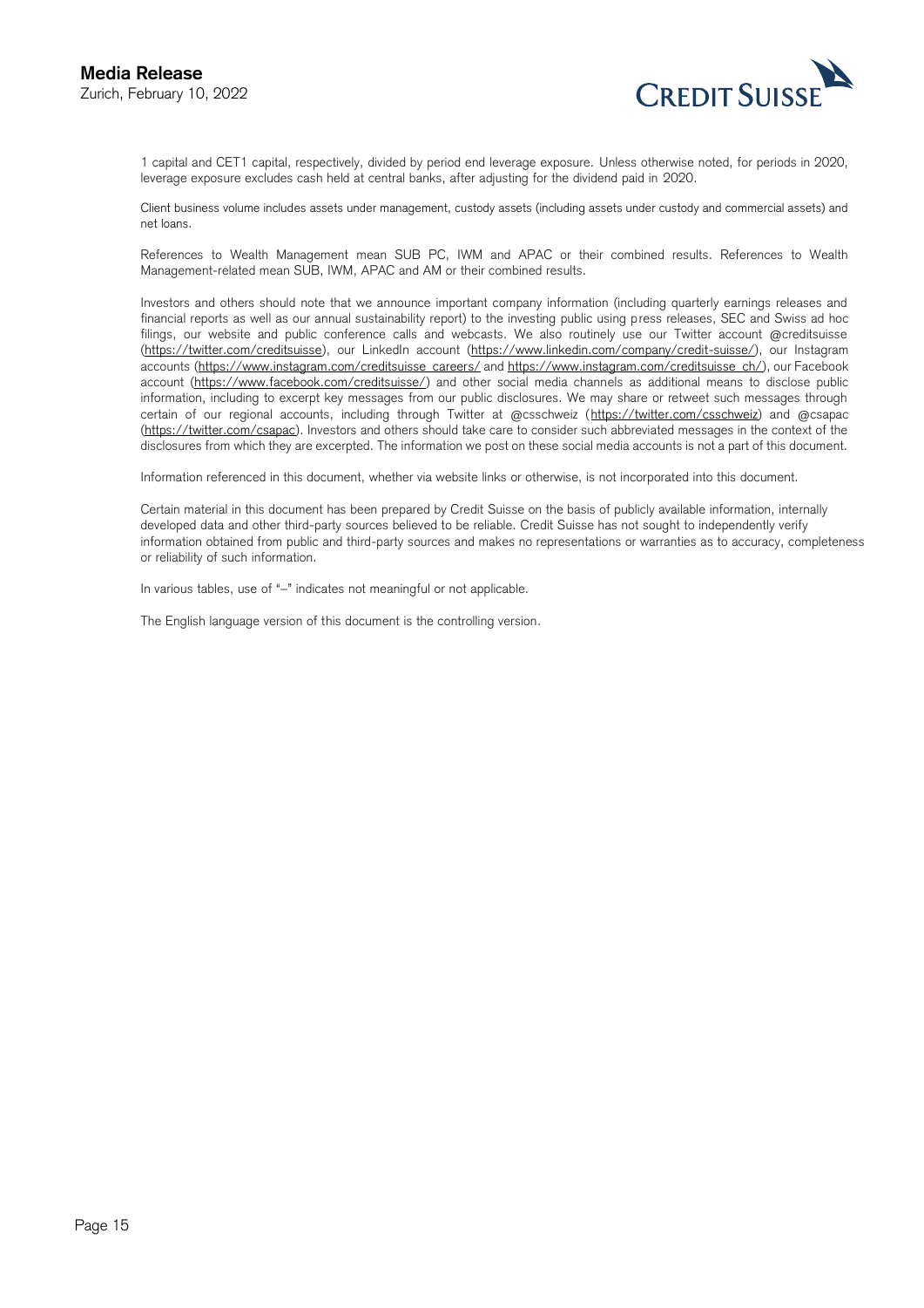1 capital and CET1 capital, respectively, divided by period end leverage exposure. Unless otherwise noted, for periods in 2020, leverage exposure excludes cash held at central banks, after adjusting for the dividend paid in 2020.

Client business volume includes assets under management, custody assets (including assets under custody and commercial assets) and net loans.

References to Wealth Management mean SUB PC, IWM and APAC or their combined results. References to Wealth Management-related mean SUB, IWM, APAC and AM or their combined results.

Investors and others should note that we announce important company information (including quarterly earnings releases and financial reports as well as our annual sustainability report) to the investing public using press releases, SEC and Swiss ad hoc filings, our website and public conference calls and webcasts. We also routinely use our Twitter account @creditsuisse (https://twitter.com/creditsuisse), our LinkedIn account (https://www.linkedin.com/company/credit-suisse/), our Instagram accounts (https://www.instagram.com/creditsuisse_careers/ and https://www.instagram.com/creditsuisse_ch/), our Facebook account (https://www.facebook.com/creditsuisse/) and other social media channels as additional means to disclose public information, including to excerpt key messages from our public disclosures. We may share or retweet such messages through certain of our regional accounts, including through Twitter at @csschweiz (https://twitter.com/csschweiz) and @csapac (https://twitter.com/csapac). Investors and others should take care to consider such abbreviated messages in the context of the disclosures from which they are excerpted. The information we post on these social media accounts is not a part of this document.

Information referenced in this document, whether via website links or otherwise, is not incorporated into this document.

Certain material in this document has been prepared by Credit Suisse on the basis of publicly available information, internally developed data and other third-party sources believed to be reliable. Credit Suisse has not sought to independently verify information obtained from public and third-party sources and makes no representations or warranties as to accuracy, completeness or reliability of such information.

In various tables, use of "–" indicates not meaningful or not applicable.

The English language version of this document is the controlling version.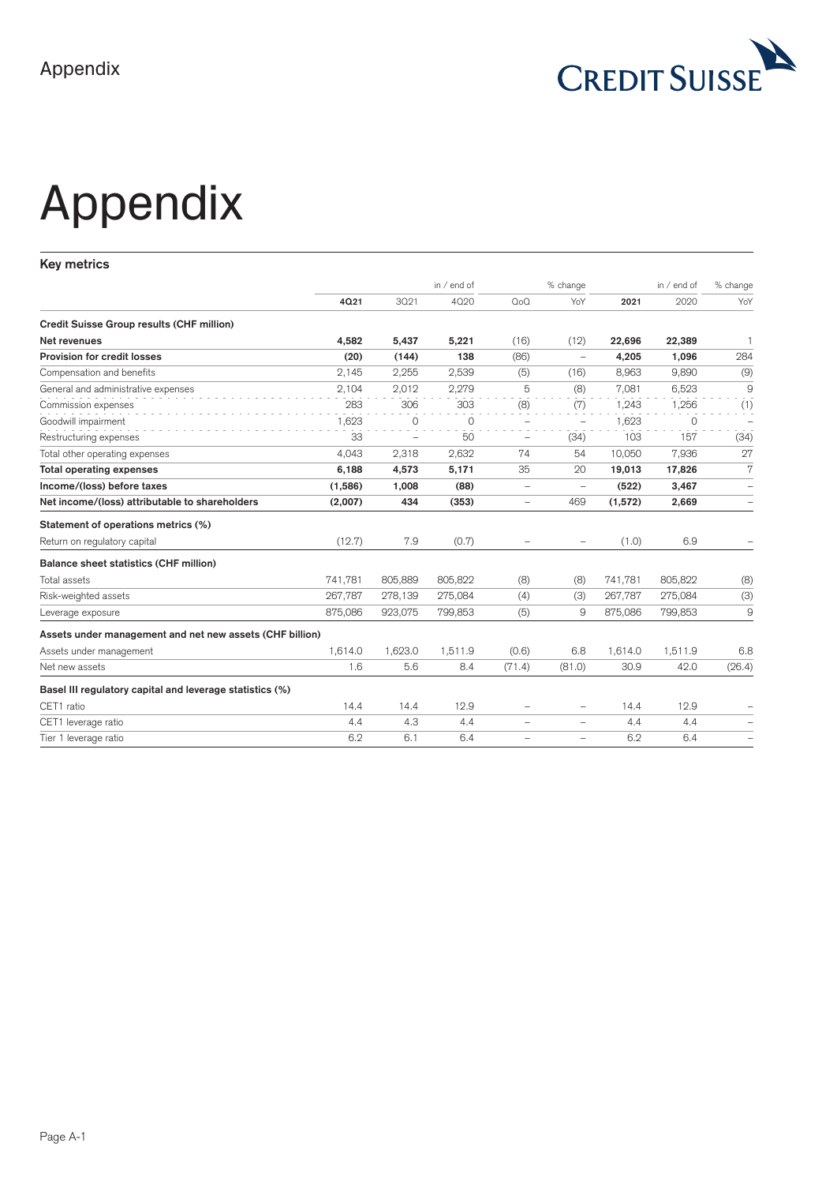# Appendix

**Key metrics**

| | | in / end of | | % change | | | in / end of | % change |
|---|---|---|---|---|---|---|---|---|
| | **4Q21** | 3Q21 | 4Q20 | QoQ | YoY | **2021** | 2020 | YoY |
| **Credit Suisse Group results (CHF million)** | | | | | | | | |
| **Net revenues** | **4,582** | **5,437** | **5,221** | (16) | (12) | **22,696** | **22,389** | 1 |
| **Provision for credit losses** | **(20)** | **(144)** | **138** | (86) | – | **4,205** | **1,096** | 284 |
| Compensation and benefits | 2,145 | 2,255 | 2,539 | (5) | (16) | 8,963 | 9,890 | (9) |
| General and administrative expenses | 2,104 | 2,012 | 2,279 | 5 | (8) | 7,081 | 6,523 | 9 |
| Commission expenses | 283 | 306 | 303 | (8) | (7) | 1,243 | 1,256 | (1) |
| Goodwill impairment | 1,623 | 0 | 0 | – | – | 1,623 | 0 | – |
| Restructuring expenses | 33 | – | 50 | – | (34) | 103 | 157 | (34) |
| Total other operating expenses | 4,043 | 2,318 | 2,632 | 74 | 54 | 10,050 | 7,936 | 27 |
| **Total operating expenses** | **6,188** | **4,573** | **5,171** | 35 | 20 | **19,013** | **17,826** | 7 |
| **Income/(loss) before taxes** | **(1,586)** | **1,008** | **(88)** | – | – | **(522)** | **3,467** | – |
| **Net income/(loss) attributable to shareholders** | **(2,007)** | **434** | **(353)** | – | 469 | **(1,572)** | **2,669** | – |
| **Statement of operations metrics (%)** | | | | | | | | |
| Return on regulatory capital | (12.7) | 7.9 | (0.7) | – | – | (1.0) | 6.9 | – |
| **Balance sheet statistics (CHF million)** | | | | | | | | |
| Total assets | 741,781 | 805,889 | 805,822 | (8) | (8) | 741,781 | 805,822 | (8) |
| Risk-weighted assets | 267,787 | 278,139 | 275,084 | (4) | (3) | 267,787 | 275,084 | (3) |
| Leverage exposure | 875,086 | 923,075 | 799,853 | (5) | 9 | 875,086 | 799,853 | 9 |
| **Assets under management and net new assets (CHF billion)** | | | | | | | | |
| Assets under management | 1,614.0 | 1,623.0 | 1,511.9 | (0.6) | 6.8 | 1,614.0 | 1,511.9 | 6.8 |
| Net new assets | 1.6 | 5.6 | 8.4 | (71.4) | (81.0) | 30.9 | 42.0 | (26.4) |
| **Basel III regulatory capital and leverage statistics (%)** | | | | | | | | |
| CET1 ratio | 14.4 | 14.4 | 12.9 | – | – | 14.4 | 12.9 | – |
| CET1 leverage ratio | 4.4 | 4.3 | 4.4 | – | – | 4.4 | 4.4 | – |
| Tier 1 leverage ratio | 6.2 | 6.1 | 6.4 | – | – | 6.2 | 6.4 | – |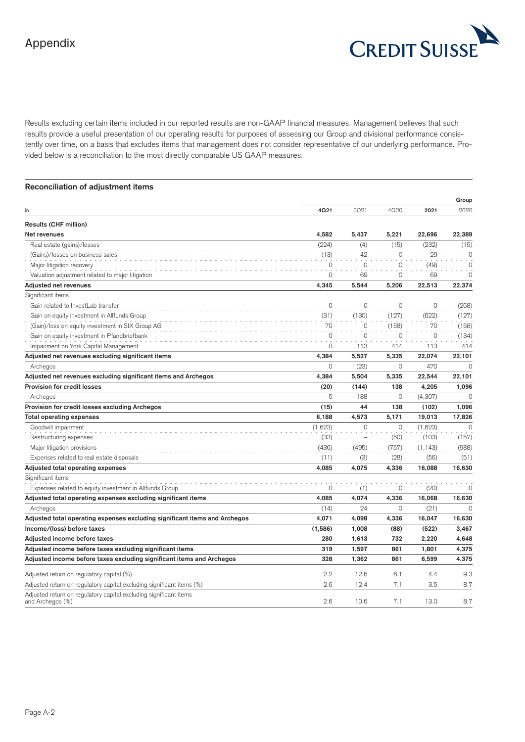# Appendix

Results excluding certain items included in our reported results are non-GAAP financial measures. Management believes that such results provide a useful presentation of our operating results for purposes of assessing our Group and divisional performance consistently over time, on a basis that excludes items that management does not consider representative of our underlying performance. Provided below is a reconciliation to the most directly comparable US GAAP measures.

### Reconciliation of adjustment items

| in | 4Q21 | 3Q21 | 4Q20 | 2021 | Group 2020 |
|---|---|---|---|---|---|
| **Results (CHF million)** | | | | | |
| **Net revenues** | **4,582** | **5,437** | **5,221** | **22,696** | **22,389** |
| Real estate (gains)/losses | (224) | (4) | (15) | (232) | (15) |
| (Gains)/losses on business sales | (13) | 42 | 0 | 29 | 0 |
| Major litigation recovery | 0 | 0 | 0 | (49) | 0 |
| Valuation adjustment related to major litigation | 0 | 69 | 0 | 69 | 0 |
| **Adjusted net revenues** | **4,345** | **5,544** | **5,206** | **22,513** | **22,374** |
| Significant items | | | | | |
| Gain related to InvestLab transfer | 0 | 0 | 0 | 0 | (268) |
| Gain on equity investment in Allfunds Group | (31) | (130) | (127) | (622) | (127) |
| (Gain)/loss on equity investment in SIX Group AG | 70 | 0 | (158) | 70 | (158) |
| Gain on equity investment in Pfandbriefbank | 0 | 0 | 0 | 0 | (134) |
| Impairment on York Capital Management | 0 | 113 | 414 | 113 | 414 |
| **Adjusted net revenues excluding significant items** | **4,384** | **5,527** | **5,335** | **22,074** | **22,101** |
| Archegos | 0 | (23) | 0 | 470 | 0 |
| **Adjusted net revenues excluding significant items and Archegos** | **4,384** | **5,504** | **5,335** | **22,544** | **22,101** |
| **Provision for credit losses** | **(20)** | **(144)** | **138** | **4,205** | **1,096** |
| Archegos | 5 | 188 | 0 | (4,307) | 0 |
| **Provision for credit losses excluding Archegos** | **(15)** | **44** | **138** | **(102)** | **1,096** |
| **Total operating expenses** | **6,188** | **4,573** | **5,171** | **19,013** | **17,826** |
| Goodwill impairment | (1,623) | 0 | 0 | (1,623) | 0 |
| Restructuring expenses | (33) | – | (50) | (103) | (157) |
| Major litigation provisions | (436) | (495) | (757) | (1,143) | (988) |
| Expenses related to real estate disposals | (11) | (3) | (28) | (56) | (51) |
| **Adjusted total operating expenses** | **4,085** | **4,075** | **4,336** | **16,088** | **16,630** |
| Significant items | | | | | |
| Expenses related to equity investment in Allfunds Group | 0 | (1) | 0 | (20) | 0 |
| **Adjusted total operating expenses excluding significant items** | **4,085** | **4,074** | **4,336** | **16,068** | **16,630** |
| Archegos | (14) | 24 | 0 | (21) | 0 |
| **Adjusted total operating expenses excluding significant items and Archegos** | **4,071** | **4,098** | **4,336** | **16,047** | **16,630** |
| **Income/(loss) before taxes** | **(1,586)** | **1,008** | **(88)** | **(522)** | **3,467** |
| **Adjusted income before taxes** | **280** | **1,613** | **732** | **2,220** | **4,648** |
| **Adjusted income before taxes excluding significant items** | **319** | **1,597** | **861** | **1,801** | **4,375** |
| **Adjusted income before taxes excluding significant items and Archegos** | **328** | **1,362** | **861** | **6,599** | **4,375** |
| Adjusted return on regulatory capital (%) | 2.2 | 12.6 | 6.1 | 4.4 | 9.3 |
| Adjusted return on regulatory capital excluding significant items (%) | 2.6 | 12.4 | 7.1 | 3.5 | 8.7 |
| Adjusted return on regulatory capital excluding significant items and Archegos (%) | 2.6 | 10.6 | 7.1 | 13.0 | 8.7 |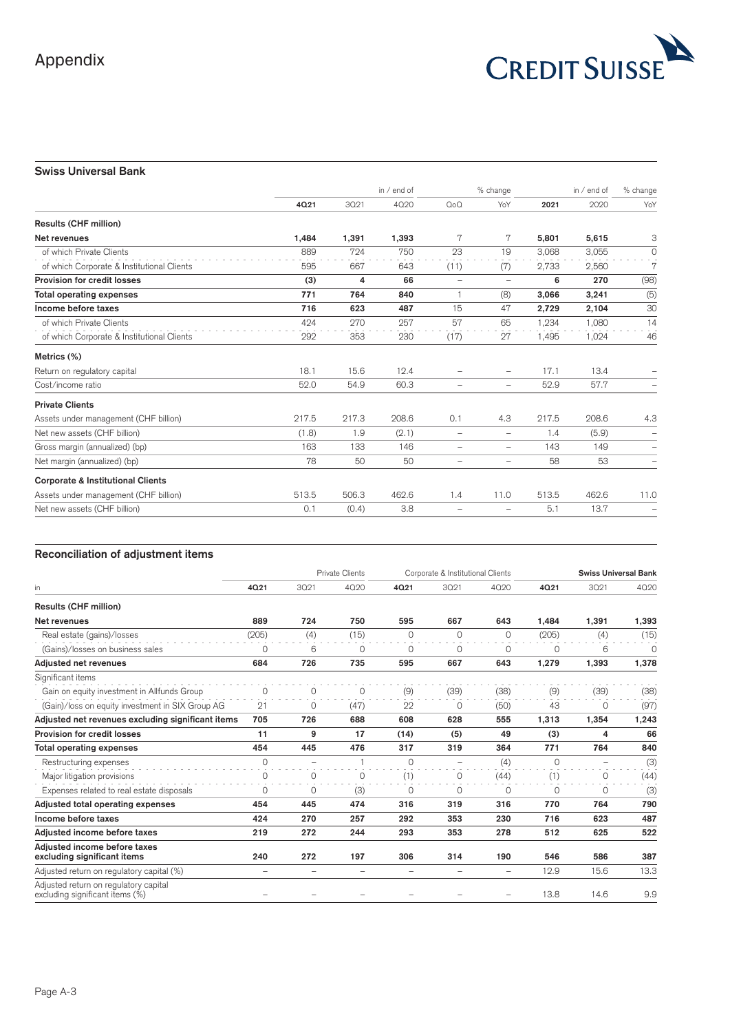# Appendix

## Swiss Universal Bank

| | in / end of | | | % change | | in / end of | | % change |
|---|---|---|---|---|---|---|---|---|
| | **4Q21** | 3Q21 | 4Q20 | QoQ | YoY | **2021** | 2020 | YoY |
| **Results (CHF million)** | | | | | | | | |
| **Net revenues** | **1,484** | 1,391 | 1,393 | 7 | 7 | **5,801** | 5,615 | 3 |
| of which Private Clients | 889 | 724 | 750 | 23 | 19 | 3,068 | 3,055 | 0 |
| of which Corporate & Institutional Clients | 595 | 667 | 643 | (11) | (7) | 2,733 | 2,560 | 7 |
| **Provision for credit losses** | **(3)** | 4 | 66 | – | – | **6** | 270 | (98) |
| **Total operating expenses** | **771** | 764 | 840 | 1 | (8) | **3,066** | 3,241 | (5) |
| **Income before taxes** | **716** | 623 | 487 | 15 | 47 | **2,729** | 2,104 | 30 |
| of which Private Clients | 424 | 270 | 257 | 57 | 65 | 1,234 | 1,080 | 14 |
| of which Corporate & Institutional Clients | 292 | 353 | 230 | (17) | 27 | 1,495 | 1,024 | 46 |
| **Metrics (%)** | | | | | | | | |
| Return on regulatory capital | 18.1 | 15.6 | 12.4 | – | – | 17.1 | 13.4 | – |
| Cost/income ratio | 52.0 | 54.9 | 60.3 | – | – | 52.9 | 57.7 | – |
| **Private Clients** | | | | | | | | |
| Assets under management (CHF billion) | 217.5 | 217.3 | 208.6 | 0.1 | 4.3 | 217.5 | 208.6 | 4.3 |
| Net new assets (CHF billion) | (1.8) | 1.9 | (2.1) | – | – | 1.4 | (5.9) | – |
| Gross margin (annualized) (bp) | 163 | 133 | 146 | – | – | 143 | 149 | – |
| Net margin (annualized) (bp) | 78 | 50 | 50 | – | – | 58 | 53 | – |
| **Corporate & Institutional Clients** | | | | | | | | |
| Assets under management (CHF billion) | 513.5 | 506.3 | 462.6 | 1.4 | 11.0 | 513.5 | 462.6 | 11.0 |
| Net new assets (CHF billion) | 0.1 | (0.4) | 3.8 | – | – | 5.1 | 13.7 | – |

## Reconciliation of adjustment items

| | Private Clients | | | Corporate & Institutional Clients | | | **Swiss Universal Bank** | | |
|---|---|---|---|---|---|---|---|---|---|
| in | **4Q21** | 3Q21 | 4Q20 | **4Q21** | 3Q21 | 4Q20 | **4Q21** | 3Q21 | 4Q20 |
| **Results (CHF million)** | | | | | | | | | |
| **Net revenues** | **889** | **724** | **750** | **595** | **667** | **643** | **1,484** | **1,391** | **1,393** |
| Real estate (gains)/losses | (205) | (4) | (15) | 0 | 0 | 0 | (205) | (4) | (15) |
| (Gains)/losses on business sales | 0 | 6 | 0 | 0 | 0 | 0 | 0 | 6 | 0 |
| **Adjusted net revenues** | **684** | **726** | **735** | **595** | **667** | **643** | **1,279** | **1,393** | **1,378** |
| Significant items | | | | | | | | | |
| Gain on equity investment in Allfunds Group | 0 | 0 | 0 | (9) | (39) | (38) | (9) | (39) | (38) |
| (Gain)/loss on equity investment in SIX Group AG | 21 | 0 | (47) | 22 | 0 | (50) | 43 | 0 | (97) |
| **Adjusted net revenues excluding significant items** | **705** | **726** | **688** | **608** | **628** | **555** | **1,313** | **1,354** | **1,243** |
| **Provision for credit losses** | **11** | **9** | **17** | **(14)** | **(5)** | **49** | **(3)** | **4** | **66** |
| **Total operating expenses** | **454** | **445** | **476** | **317** | **319** | **364** | **771** | **764** | **840** |
| Restructuring expenses | 0 | – | 1 | 0 | – | (4) | 0 | – | (3) |
| Major litigation provisions | 0 | 0 | 0 | (1) | 0 | (44) | (1) | 0 | (44) |
| Expenses related to real estate disposals | 0 | 0 | (3) | 0 | 0 | 0 | 0 | 0 | (3) |
| **Adjusted total operating expenses** | **454** | **445** | **474** | **316** | **319** | **316** | **770** | **764** | **790** |
| **Income before taxes** | **424** | **270** | **257** | **292** | **353** | **230** | **716** | **623** | **487** |
| **Adjusted income before taxes** | **219** | **272** | **244** | **293** | **353** | **278** | **512** | **625** | **522** |
| **Adjusted income before taxes excluding significant items** | **240** | **272** | **197** | **306** | **314** | **190** | **546** | **586** | **387** |
| Adjusted return on regulatory capital (%) | – | – | – | – | – | – | 12.9 | 15.6 | 13.3 |
| Adjusted return on regulatory capital excluding significant items (%) | – | – | – | – | – | – | 13.8 | 14.6 | 9.9 |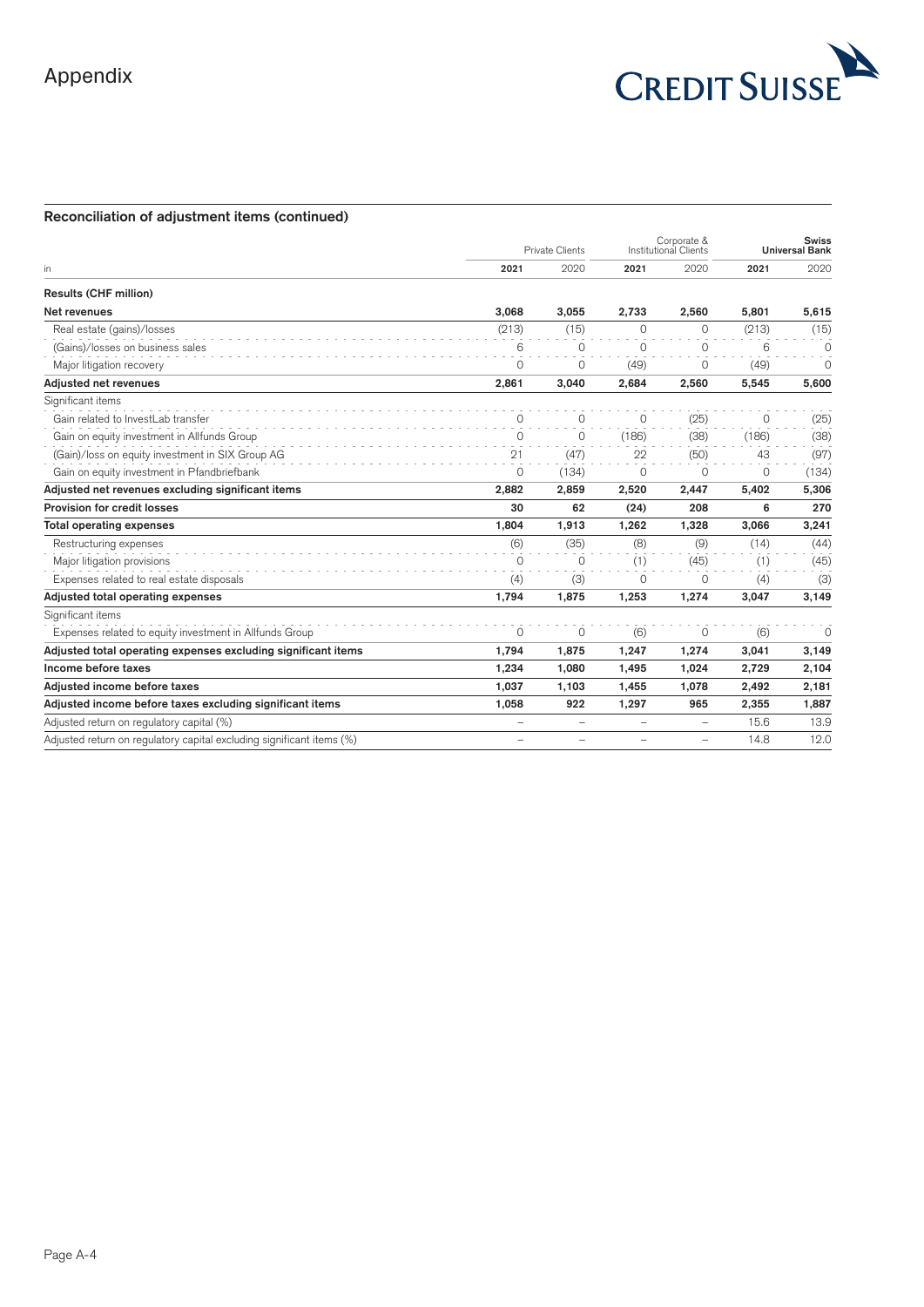## Reconciliation of adjustment items (continued)

| in | Private Clients | | Corporate & Institutional Clients | | Swiss Universal Bank | |
|---|---|---|---|---|---|---|
| | 2021 | 2020 | 2021 | 2020 | 2021 | 2020 |
| **Results (CHF million)** | | | | | | |
| **Net revenues** | 3,068 | 3,055 | 2,733 | 2,560 | 5,801 | 5,615 |
| Real estate (gains)/losses | (213) | (15) | 0 | 0 | (213) | (15) |
| (Gains)/losses on business sales | 6 | 0 | 0 | 0 | 6 | 0 |
| Major litigation recovery | 0 | 0 | (49) | 0 | (49) | 0 |
| **Adjusted net revenues** | 2,861 | 3,040 | 2,684 | 2,560 | 5,545 | 5,600 |
| Significant items | | | | | | |
| Gain related to InvestLab transfer | 0 | 0 | 0 | (25) | 0 | (25) |
| Gain on equity investment in Allfunds Group | 0 | 0 | (186) | (38) | (186) | (38) |
| (Gain)/loss on equity investment in SIX Group AG | 21 | (47) | 22 | (50) | 43 | (97) |
| Gain on equity investment in Pfandbriefbank | 0 | (134) | 0 | 0 | 0 | (134) |
| **Adjusted net revenues excluding significant items** | 2,882 | 2,859 | 2,520 | 2,447 | 5,402 | 5,306 |
| **Provision for credit losses** | 30 | 62 | (24) | 208 | 6 | 270 |
| **Total operating expenses** | 1,804 | 1,913 | 1,262 | 1,328 | 3,066 | 3,241 |
| Restructuring expenses | (6) | (35) | (8) | (9) | (14) | (44) |
| Major litigation provisions | 0 | 0 | (1) | (45) | (1) | (45) |
| Expenses related to real estate disposals | (4) | (3) | 0 | 0 | (4) | (3) |
| **Adjusted total operating expenses** | 1,794 | 1,875 | 1,253 | 1,274 | 3,047 | 3,149 |
| Significant items | | | | | | |
| Expenses related to equity investment in Allfunds Group | 0 | 0 | (6) | 0 | (6) | 0 |
| **Adjusted total operating expenses excluding significant items** | 1,794 | 1,875 | 1,247 | 1,274 | 3,041 | 3,149 |
| **Income before taxes** | 1,234 | 1,080 | 1,495 | 1,024 | 2,729 | 2,104 |
| **Adjusted income before taxes** | 1,037 | 1,103 | 1,455 | 1,078 | 2,492 | 2,181 |
| **Adjusted income before taxes excluding significant items** | 1,058 | 922 | 1,297 | 965 | 2,355 | 1,887 |
| Adjusted return on regulatory capital (%) | – | – | – | – | 15.6 | 13.9 |
| Adjusted return on regulatory capital excluding significant items (%) | – | – | – | – | 14.8 | 12.0 |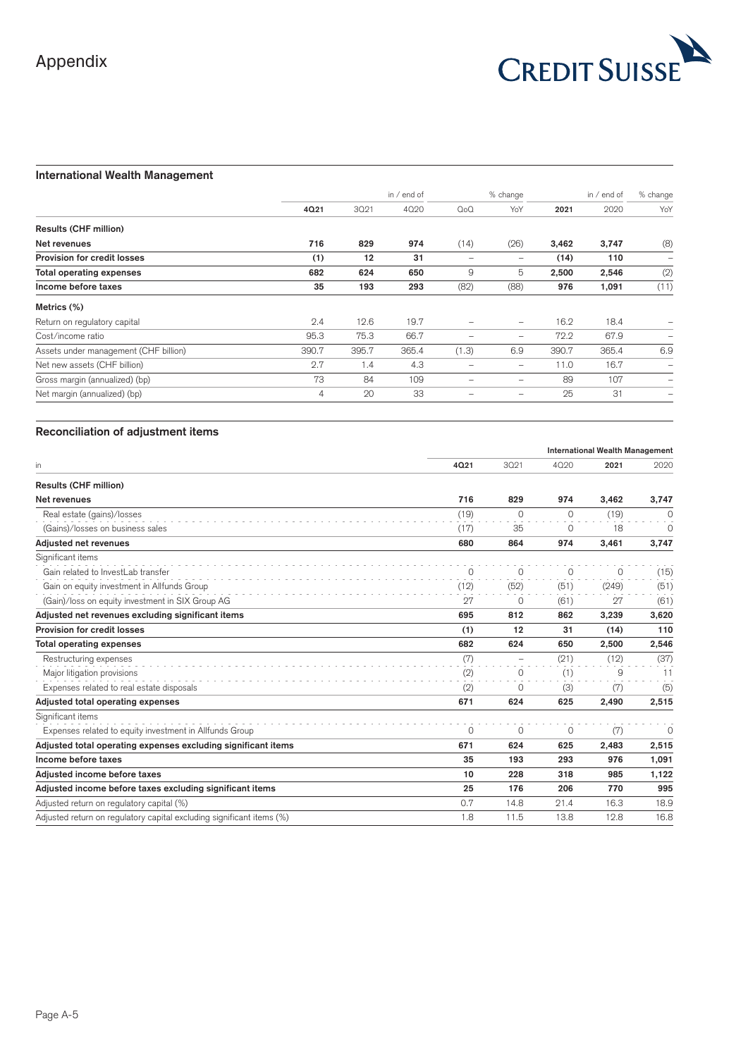# Appendix

## International Wealth Management

| | 4Q21 | 3Q21 | 4Q20 | QoQ | YoY | 2021 | 2020 | YoY |
|---|---|---|---|---|---|---|---|---|
| | | | in / end of | | % change | | in / end of | % change |
| **Results (CHF million)** | | | | | | | | |
| **Net revenues** | **716** | 829 | 974 | (14) | (26) | **3,462** | 3,747 | (8) |
| **Provision for credit losses** | **(1)** | 12 | 31 | – | – | **(14)** | 110 | – |
| **Total operating expenses** | **682** | 624 | 650 | 9 | 5 | **2,500** | 2,546 | (2) |
| **Income before taxes** | **35** | 193 | 293 | (82) | (88) | **976** | 1,091 | (11) |
| **Metrics (%)** | | | | | | | | |
| Return on regulatory capital | 2.4 | 12.6 | 19.7 | – | – | 16.2 | 18.4 | – |
| Cost/income ratio | 95.3 | 75.3 | 66.7 | – | – | 72.2 | 67.9 | – |
| Assets under management (CHF billion) | 390.7 | 395.7 | 365.4 | (1.3) | 6.9 | 390.7 | 365.4 | 6.9 |
| Net new assets (CHF billion) | 2.7 | 1.4 | 4.3 | – | – | 11.0 | 16.7 | – |
| Gross margin (annualized) (bp) | 73 | 84 | 109 | – | – | 89 | 107 | – |
| Net margin (annualized) (bp) | 4 | 20 | 33 | – | – | 25 | 31 | – |

## Reconciliation of adjustment items

| | International Wealth Management | | | | |
|---|---|---|---|---|---|
| in | 4Q21 | 3Q21 | 4Q20 | 2021 | 2020 |
| **Results (CHF million)** | | | | | |
| **Net revenues** | **716** | **829** | **974** | **3,462** | **3,747** |
| Real estate (gains)/losses | (19) | 0 | 0 | (19) | 0 |
| (Gains)/losses on business sales | (17) | 35 | 0 | 18 | 0 |
| **Adjusted net revenues** | **680** | **864** | **974** | **3,461** | **3,747** |
| Significant items | | | | | |
| Gain related to InvestLab transfer | 0 | 0 | 0 | 0 | (15) |
| Gain on equity investment in Allfunds Group | (12) | (52) | (51) | (249) | (51) |
| (Gain)/loss on equity investment in SIX Group AG | 27 | 0 | (61) | 27 | (61) |
| **Adjusted net revenues excluding significant items** | **695** | **812** | **862** | **3,239** | **3,620** |
| **Provision for credit losses** | **(1)** | **12** | **31** | **(14)** | **110** |
| **Total operating expenses** | **682** | **624** | **650** | **2,500** | **2,546** |
| Restructuring expenses | (7) | – | (21) | (12) | (37) |
| Major litigation provisions | (2) | 0 | (1) | 9 | 11 |
| Expenses related to real estate disposals | (2) | 0 | (3) | (7) | (5) |
| **Adjusted total operating expenses** | **671** | **624** | **625** | **2,490** | **2,515** |
| Significant items | | | | | |
| Expenses related to equity investment in Allfunds Group | 0 | 0 | 0 | (7) | 0 |
| **Adjusted total operating expenses excluding significant items** | **671** | **624** | **625** | **2,483** | **2,515** |
| **Income before taxes** | **35** | **193** | **293** | **976** | **1,091** |
| **Adjusted income before taxes** | **10** | **228** | **318** | **985** | **1,122** |
| **Adjusted income before taxes excluding significant items** | **25** | **176** | **206** | **770** | **995** |
| Adjusted return on regulatory capital (%) | 0.7 | 14.8 | 21.4 | 16.3 | 18.9 |
| Adjusted return on regulatory capital excluding significant items (%) | 1.8 | 11.5 | 13.8 | 12.8 | 16.8 |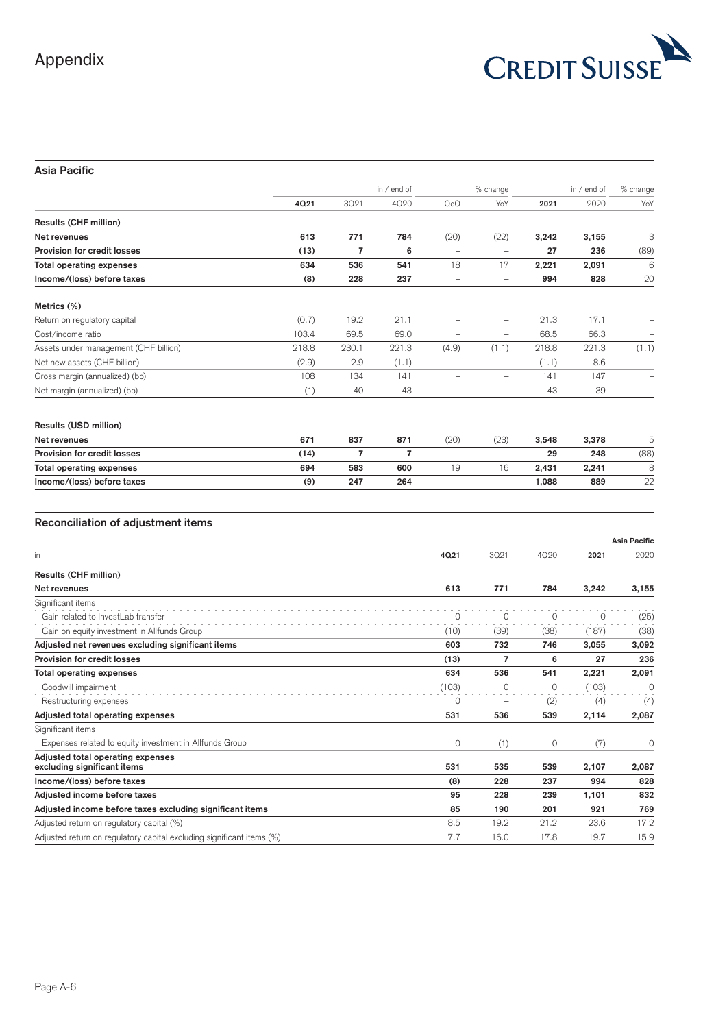# Appendix

## Asia Pacific

| | in / end of | | | % change | | in / end of | | % change |
|---|---|---|---|---|---|---|---|---|
| | **4Q21** | 3Q21 | 4Q20 | QoQ | YoY | **2021** | 2020 | YoY |
| **Results (CHF million)** | | | | | | | | |
| **Net revenues** | **613** | **771** | **784** | (20) | (22) | **3,242** | **3,155** | 3 |
| **Provision for credit losses** | **(13)** | **7** | **6** | – | – | **27** | **236** | (89) |
| **Total operating expenses** | **634** | **536** | **541** | 18 | 17 | **2,221** | **2,091** | 6 |
| **Income/(loss) before taxes** | **(8)** | **228** | **237** | – | – | **994** | **828** | 20 |
| **Metrics (%)** | | | | | | | | |
| Return on regulatory capital | (0.7) | 19.2 | 21.1 | – | – | 21.3 | 17.1 | – |
| Cost/income ratio | 103.4 | 69.5 | 69.0 | – | – | 68.5 | 66.3 | – |
| Assets under management (CHF billion) | 218.8 | 230.1 | 221.3 | (4.9) | (1.1) | 218.8 | 221.3 | (1.1) |
| Net new assets (CHF billion) | (2.9) | 2.9 | (1.1) | – | – | (1.1) | 8.6 | – |
| Gross margin (annualized) (bp) | 108 | 134 | 141 | – | – | 141 | 147 | – |
| Net margin (annualized) (bp) | (1) | 40 | 43 | – | – | 43 | 39 | – |
| **Results (USD million)** | | | | | | | | |
| **Net revenues** | **671** | **837** | **871** | (20) | (23) | **3,548** | **3,378** | 5 |
| **Provision for credit losses** | **(14)** | **7** | **7** | – | – | **29** | **248** | (88) |
| **Total operating expenses** | **694** | **583** | **600** | 19 | 16 | **2,431** | **2,241** | 8 |
| **Income/(loss) before taxes** | **(9)** | **247** | **264** | – | – | **1,088** | **889** | 22 |

## Reconciliation of adjustment items

| | | | | | **Asia Pacific** |
|---|---|---|---|---|---|
| in | **4Q21** | 3Q21 | 4Q20 | **2021** | 2020 |
| **Results (CHF million)** | | | | | |
| **Net revenues** | **613** | **771** | **784** | **3,242** | **3,155** |
| Significant items | | | | | |
| Gain related to InvestLab transfer | 0 | 0 | 0 | 0 | (25) |
| Gain on equity investment in Allfunds Group | (10) | (39) | (38) | (187) | (38) |
| **Adjusted net revenues excluding significant items** | **603** | **732** | **746** | **3,055** | **3,092** |
| **Provision for credit losses** | **(13)** | **7** | **6** | **27** | **236** |
| **Total operating expenses** | **634** | **536** | **541** | **2,221** | **2,091** |
| Goodwill impairment | (103) | 0 | 0 | (103) | 0 |
| Restructuring expenses | 0 | – | (2) | (4) | (4) |
| **Adjusted total operating expenses** | **531** | **536** | **539** | **2,114** | **2,087** |
| Significant items | | | | | |
| Expenses related to equity investment in Allfunds Group | 0 | (1) | 0 | (7) | 0 |
| **Adjusted total operating expenses excluding significant items** | **531** | **535** | **539** | **2,107** | **2,087** |
| **Income/(loss) before taxes** | **(8)** | **228** | **237** | **994** | **828** |
| **Adjusted income before taxes** | **95** | **228** | **239** | **1,101** | **832** |
| **Adjusted income before taxes excluding significant items** | **85** | **190** | **201** | **921** | **769** |
| Adjusted return on regulatory capital (%) | 8.5 | 19.2 | 21.2 | 23.6 | 17.2 |
| Adjusted return on regulatory capital excluding significant items (%) | 7.7 | 16.0 | 17.8 | 19.7 | 15.9 |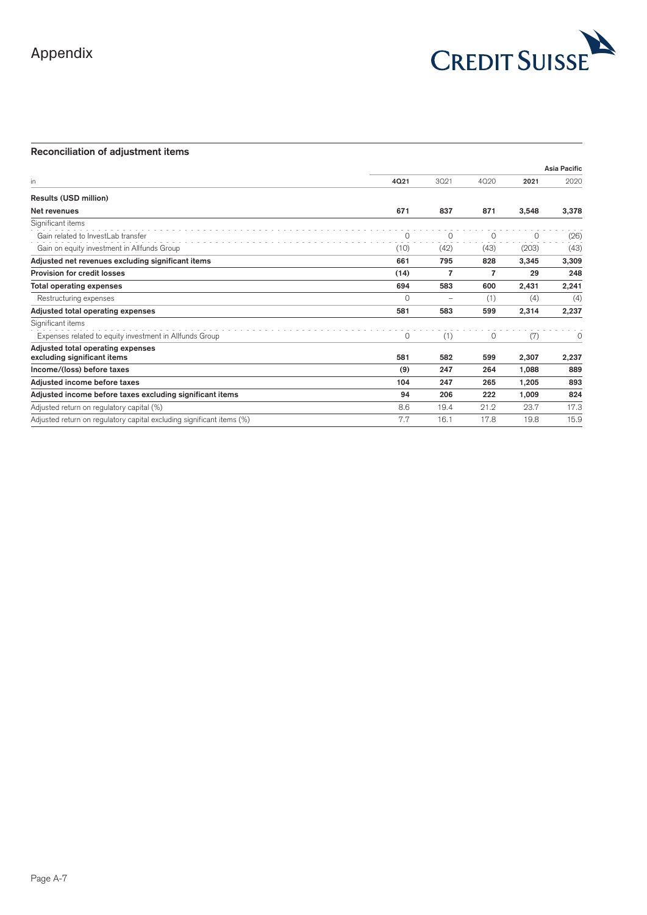## Reconciliation of adjustment items

| | | | | | Asia Pacific |
|---|---|---|---|---|---|
| in | **4Q21** | 3Q21 | 4Q20 | **2021** | 2020 |
| **Results (USD million)** | | | | | |
| **Net revenues** | **671** | **837** | **871** | **3,548** | **3,378** |
| Significant items | | | | | |
| Gain related to InvestLab transfer | 0 | 0 | 0 | 0 | (26) |
| Gain on equity investment in Allfunds Group | (10) | (42) | (43) | (203) | (43) |
| **Adjusted net revenues excluding significant items** | **661** | **795** | **828** | **3,345** | **3,309** |
| **Provision for credit losses** | **(14)** | **7** | **7** | **29** | **248** |
| **Total operating expenses** | **694** | **583** | **600** | **2,431** | **2,241** |
| Restructuring expenses | 0 | – | (1) | (4) | (4) |
| **Adjusted total operating expenses** | **581** | **583** | **599** | **2,314** | **2,237** |
| Significant items | | | | | |
| Expenses related to equity investment in Allfunds Group | 0 | (1) | 0 | (7) | 0 |
| **Adjusted total operating expenses excluding significant items** | **581** | **582** | **599** | **2,307** | **2,237** |
| **Income/(loss) before taxes** | **(9)** | **247** | **264** | **1,088** | **889** |
| **Adjusted income before taxes** | **104** | **247** | **265** | **1,205** | **893** |
| **Adjusted income before taxes excluding significant items** | **94** | **206** | **222** | **1,009** | **824** |
| Adjusted return on regulatory capital (%) | 8.6 | 19.4 | 21.2 | 23.7 | 17.3 |
| Adjusted return on regulatory capital excluding significant items (%) | 7.7 | 16.1 | 17.8 | 19.8 | 15.9 |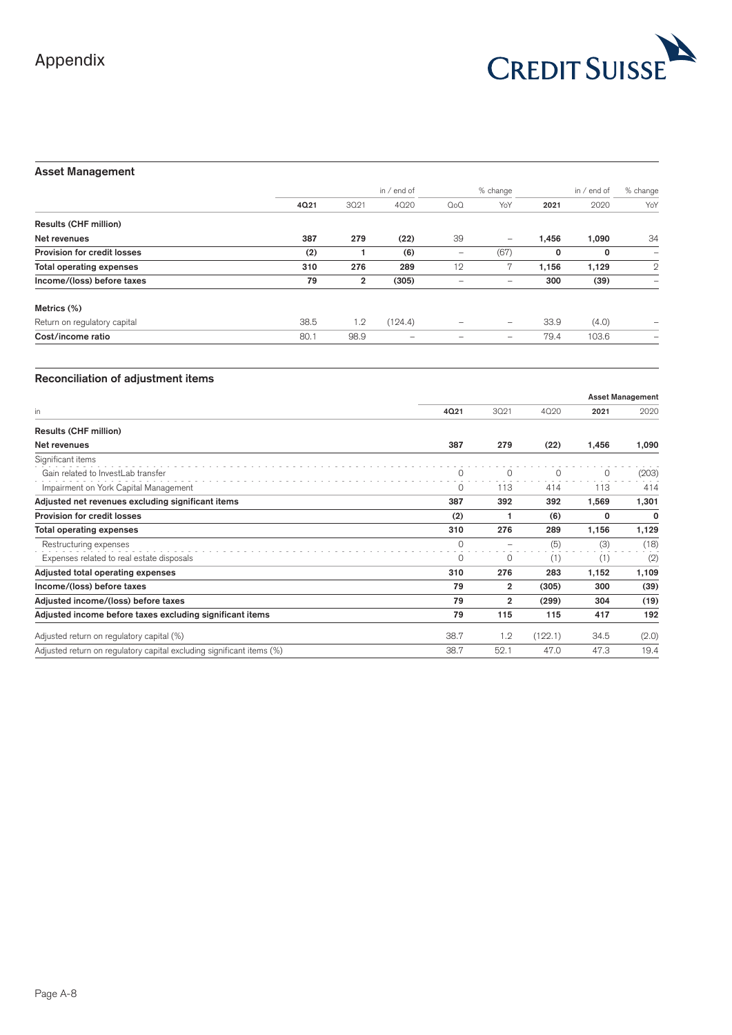# Appendix

## Asset Management

| | | in / end of | | % change | | in / end of | | % change |
|---|---|---|---|---|---|---|---|---|
| | **4Q21** | 3Q21 | 4Q20 | QoQ | YoY | **2021** | 2020 | YoY |
| **Results (CHF million)** | | | | | | | | |
| **Net revenues** | **387** | **279** | **(22)** | 39 | – | **1,456** | **1,090** | 34 |
| **Provision for credit losses** | **(2)** | **1** | **(6)** | – | (67) | **0** | **0** | – |
| **Total operating expenses** | **310** | **276** | **289** | 12 | 7 | **1,156** | **1,129** | 2 |
| **Income/(loss) before taxes** | **79** | **2** | **(305)** | – | – | **300** | **(39)** | – |
| **Metrics (%)** | | | | | | | | |
| Return on regulatory capital | 38.5 | 1.2 | (124.4) | – | – | 33.9 | (4.0) | – |
| **Cost/income ratio** | 80.1 | 98.9 | – | – | – | 79.4 | 103.6 | – |

## Reconciliation of adjustment items

| | | | | | Asset Management |
|---|---|---|---|---|---|
| in | **4Q21** | 3Q21 | 4Q20 | **2021** | 2020 |
| **Results (CHF million)** | | | | | |
| **Net revenues** | **387** | **279** | **(22)** | **1,456** | **1,090** |
| Significant items | | | | | |
| Gain related to InvestLab transfer | 0 | 0 | 0 | 0 | (203) |
| Impairment on York Capital Management | 0 | 113 | 414 | 113 | 414 |
| **Adjusted net revenues excluding significant items** | **387** | **392** | **392** | **1,569** | **1,301** |
| **Provision for credit losses** | **(2)** | **1** | **(6)** | **0** | **0** |
| **Total operating expenses** | **310** | **276** | **289** | **1,156** | **1,129** |
| Restructuring expenses | 0 | – | (5) | (3) | (18) |
| Expenses related to real estate disposals | 0 | 0 | (1) | (1) | (2) |
| **Adjusted total operating expenses** | **310** | **276** | **283** | **1,152** | **1,109** |
| **Income/(loss) before taxes** | **79** | **2** | **(305)** | **300** | **(39)** |
| **Adjusted income/(loss) before taxes** | **79** | **2** | **(299)** | **304** | **(19)** |
| **Adjusted income before taxes excluding significant items** | **79** | **115** | **115** | **417** | **192** |
| Adjusted return on regulatory capital (%) | 38.7 | 1.2 | (122.1) | 34.5 | (2.0) |
| Adjusted return on regulatory capital excluding significant items (%) | 38.7 | 52.1 | 47.0 | 47.3 | 19.4 |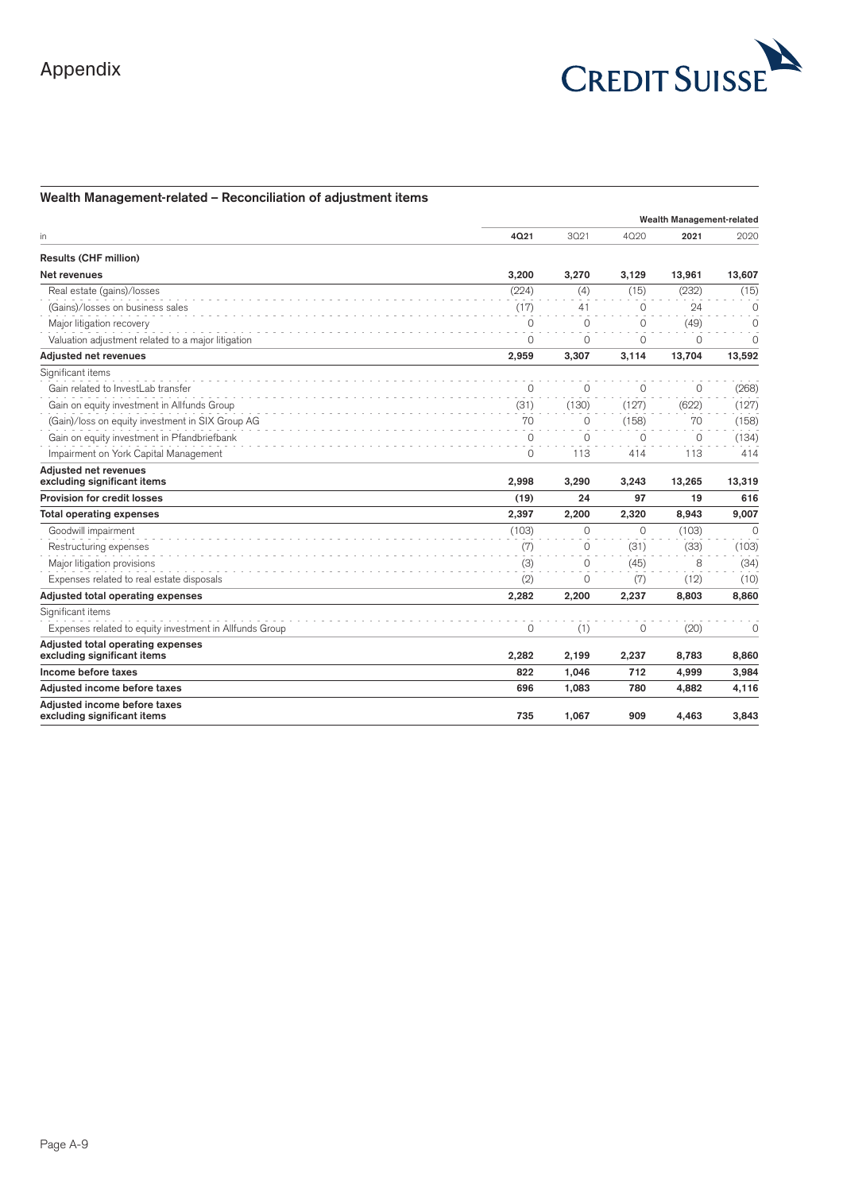# Appendix

### Wealth Management-related – Reconciliation of adjustment items

| in | 4Q21 | 3Q21 | 4Q20 | 2021 | 2020 |
|---|---|---|---|---|---|
| | | | | Wealth Management-related | |
| **Results (CHF million)** | | | | | |
| **Net revenues** | **3,200** | **3,270** | **3,129** | **13,961** | **13,607** |
| Real estate (gains)/losses | (224) | (4) | (15) | (232) | (15) |
| (Gains)/losses on business sales | (17) | 41 | 0 | 24 | 0 |
| Major litigation recovery | 0 | 0 | 0 | (49) | 0 |
| Valuation adjustment related to a major litigation | 0 | 0 | 0 | 0 | 0 |
| **Adjusted net revenues** | **2,959** | **3,307** | **3,114** | **13,704** | **13,592** |
| Significant items | | | | | |
| Gain related to InvestLab transfer | 0 | 0 | 0 | 0 | (268) |
| Gain on equity investment in Allfunds Group | (31) | (130) | (127) | (622) | (127) |
| (Gain)/loss on equity investment in SIX Group AG | 70 | 0 | (158) | 70 | (158) |
| Gain on equity investment in Pfandbriefbank | 0 | 0 | 0 | 0 | (134) |
| Impairment on York Capital Management | 0 | 113 | 414 | 113 | 414 |
| **Adjusted net revenues excluding significant items** | **2,998** | **3,290** | **3,243** | **13,265** | **13,319** |
| **Provision for credit losses** | **(19)** | **24** | **97** | **19** | **616** |
| **Total operating expenses** | **2,397** | **2,200** | **2,320** | **8,943** | **9,007** |
| Goodwill impairment | (103) | 0 | 0 | (103) | 0 |
| Restructuring expenses | (7) | 0 | (31) | (33) | (103) |
| Major litigation provisions | (3) | 0 | (45) | 8 | (34) |
| Expenses related to real estate disposals | (2) | 0 | (7) | (12) | (10) |
| **Adjusted total operating expenses** | **2,282** | **2,200** | **2,237** | **8,803** | **8,860** |
| Significant items | | | | | |
| Expenses related to equity investment in Allfunds Group | 0 | (1) | 0 | (20) | 0 |
| **Adjusted total operating expenses excluding significant items** | **2,282** | **2,199** | **2,237** | **8,783** | **8,860** |
| **Income before taxes** | **822** | **1,046** | **712** | **4,999** | **3,984** |
| **Adjusted income before taxes** | **696** | **1,083** | **780** | **4,882** | **4,116** |
| **Adjusted income before taxes excluding significant items** | **735** | **1,067** | **909** | **4,463** | **3,843** |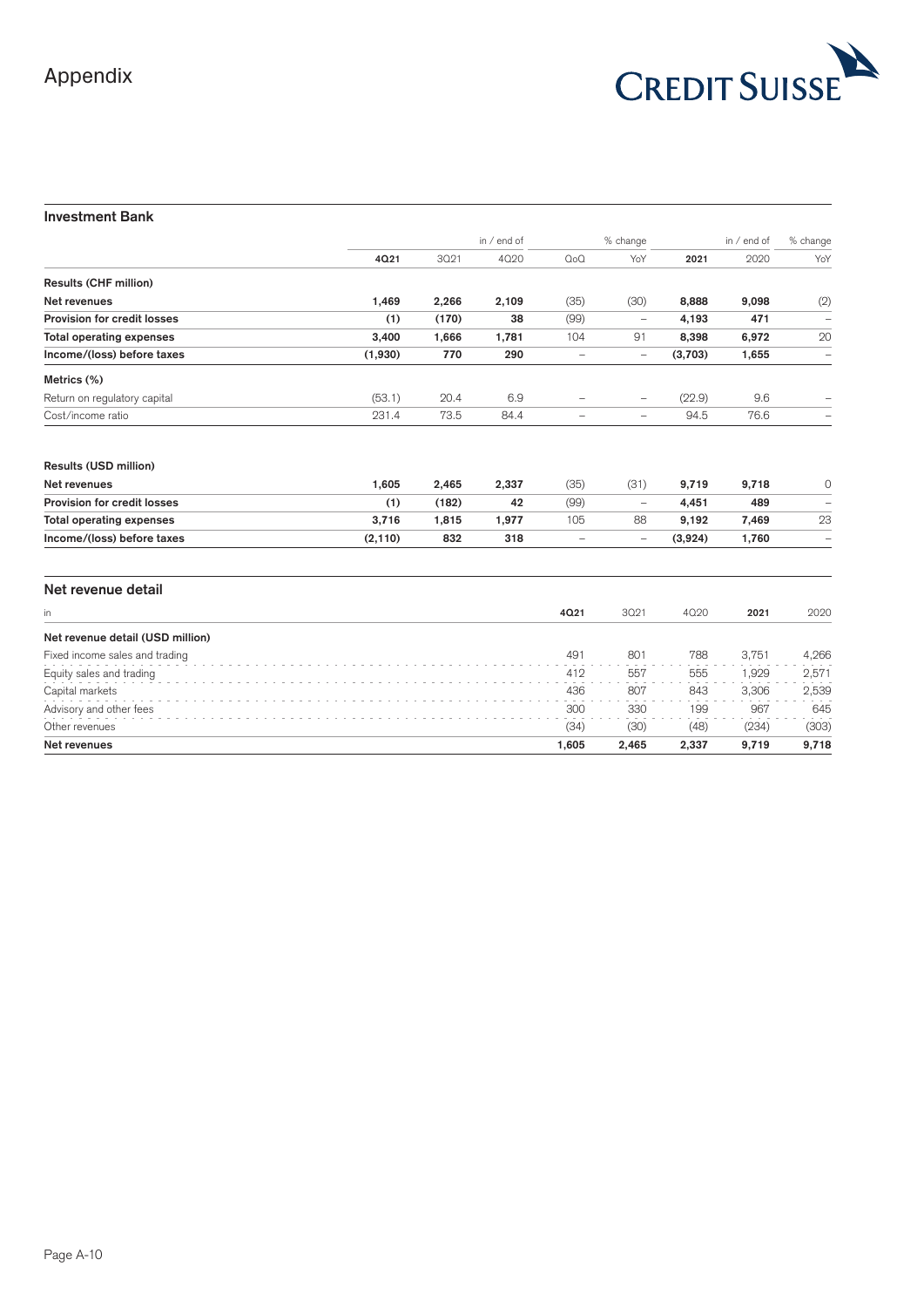Appendix

## Investment Bank

| | | in / end of | | % change | | | in / end of | % change |
|---|---|---|---|---|---|---|---|---|
| | 4Q21 | 3Q21 | 4Q20 | QoQ | YoY | 2021 | 2020 | YoY |
| **Results (CHF million)** | | | | | | | | |
| **Net revenues** | **1,469** | **2,266** | **2,109** | (35) | (30) | **8,888** | **9,098** | (2) |
| **Provision for credit losses** | **(1)** | **(170)** | **38** | (99) | – | **4,193** | **471** | – |
| **Total operating expenses** | **3,400** | **1,666** | **1,781** | 104 | 91 | **8,398** | **6,972** | 20 |
| **Income/(loss) before taxes** | **(1,930)** | **770** | **290** | – | – | **(3,703)** | **1,655** | – |
| **Metrics (%)** | | | | | | | | |
| Return on regulatory capital | (53.1) | 20.4 | 6.9 | – | – | (22.9) | 9.6 | – |
| Cost/income ratio | 231.4 | 73.5 | 84.4 | – | – | 94.5 | 76.6 | – |
| **Results (USD million)** | | | | | | | | |
| **Net revenues** | **1,605** | **2,465** | **2,337** | (35) | (31) | **9,719** | **9,718** | 0 |
| **Provision for credit losses** | **(1)** | **(182)** | **42** | (99) | – | **4,451** | **489** | – |
| **Total operating expenses** | **3,716** | **1,815** | **1,977** | 105 | 88 | **9,192** | **7,469** | 23 |
| **Income/(loss) before taxes** | **(2,110)** | **832** | **318** | – | – | **(3,924)** | **1,760** | – |

## Net revenue detail

| in | 4Q21 | 3Q21 | 4Q20 | 2021 | 2020 |
|---|---|---|---|---|---|
| **Net revenue detail (USD million)** | | | | | |
| Fixed income sales and trading | 491 | 801 | 788 | 3,751 | 4,266 |
| Equity sales and trading | 412 | 557 | 555 | 1,929 | 2,571 |
| Capital markets | 436 | 807 | 843 | 3,306 | 2,539 |
| Advisory and other fees | 300 | 330 | 199 | 967 | 645 |
| Other revenues | (34) | (30) | (48) | (234) | (303) |
| **Net revenues** | **1,605** | **2,465** | **2,337** | **9,719** | **9,718** |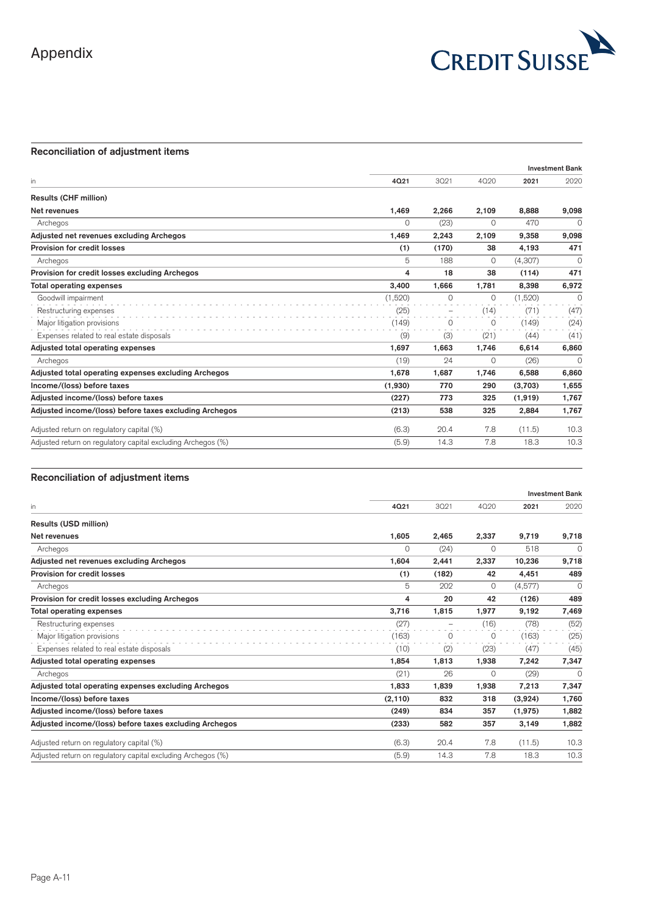# Appendix

## Reconciliation of adjustment items

| in | 4Q21 | 3Q21 | 4Q20 | 2021 | 2020 |
|---|---|---|---|---|---|
| | | | | | Investment Bank |
| **Results (CHF million)** | | | | | |
| **Net revenues** | **1,469** | **2,266** | **2,109** | **8,888** | **9,098** |
| Archegos | 0 | (23) | 0 | 470 | 0 |
| **Adjusted net revenues excluding Archegos** | **1,469** | **2,243** | **2,109** | **9,358** | **9,098** |
| **Provision for credit losses** | **(1)** | **(170)** | **38** | **4,193** | **471** |
| Archegos | 5 | 188 | 0 | (4,307) | 0 |
| **Provision for credit losses excluding Archegos** | **4** | **18** | **38** | **(114)** | **471** |
| **Total operating expenses** | **3,400** | **1,666** | **1,781** | **8,398** | **6,972** |
| Goodwill impairment | (1,520) | 0 | 0 | (1,520) | 0 |
| Restructuring expenses | (25) | – | (14) | (71) | (47) |
| Major litigation provisions | (149) | 0 | 0 | (149) | (24) |
| Expenses related to real estate disposals | (9) | (3) | (21) | (44) | (41) |
| **Adjusted total operating expenses** | **1,697** | **1,663** | **1,746** | **6,614** | **6,860** |
| Archegos | (19) | 24 | 0 | (26) | 0 |
| **Adjusted total operating expenses excluding Archegos** | **1,678** | **1,687** | **1,746** | **6,588** | **6,860** |
| **Income/(loss) before taxes** | **(1,930)** | **770** | **290** | **(3,703)** | **1,655** |
| **Adjusted income/(loss) before taxes** | **(227)** | **773** | **325** | **(1,919)** | **1,767** |
| **Adjusted income/(loss) before taxes excluding Archegos** | **(213)** | **538** | **325** | **2,884** | **1,767** |
| Adjusted return on regulatory capital (%) | (6.3) | 20.4 | 7.8 | (11.5) | 10.3 |
| Adjusted return on regulatory capital excluding Archegos (%) | (5.9) | 14.3 | 7.8 | 18.3 | 10.3 |

## Reconciliation of adjustment items

| in | 4Q21 | 3Q21 | 4Q20 | 2021 | 2020 |
|---|---|---|---|---|---|
| | | | | | Investment Bank |
| **Results (USD million)** | | | | | |
| **Net revenues** | **1,605** | **2,465** | **2,337** | **9,719** | **9,718** |
| Archegos | 0 | (24) | 0 | 518 | 0 |
| **Adjusted net revenues excluding Archegos** | **1,604** | **2,441** | **2,337** | **10,236** | **9,718** |
| **Provision for credit losses** | **(1)** | **(182)** | **42** | **4,451** | **489** |
| Archegos | 5 | 202 | 0 | (4,577) | 0 |
| **Provision for credit losses excluding Archegos** | **4** | **20** | **42** | **(126)** | **489** |
| **Total operating expenses** | **3,716** | **1,815** | **1,977** | **9,192** | **7,469** |
| Restructuring expenses | (27) | – | (16) | (78) | (52) |
| Major litigation provisions | (163) | 0 | 0 | (163) | (25) |
| Expenses related to real estate disposals | (10) | (2) | (23) | (47) | (45) |
| **Adjusted total operating expenses** | **1,854** | **1,813** | **1,938** | **7,242** | **7,347** |
| Archegos | (21) | 26 | 0 | (29) | 0 |
| **Adjusted total operating expenses excluding Archegos** | **1,833** | **1,839** | **1,938** | **7,213** | **7,347** |
| **Income/(loss) before taxes** | **(2,110)** | **832** | **318** | **(3,924)** | **1,760** |
| **Adjusted income/(loss) before taxes** | **(249)** | **834** | **357** | **(1,975)** | **1,882** |
| **Adjusted income/(loss) before taxes excluding Archegos** | **(233)** | **582** | **357** | **3,149** | **1,882** |
| Adjusted return on regulatory capital (%) | (6.3) | 20.4 | 7.8 | (11.5) | 10.3 |
| Adjusted return on regulatory capital excluding Archegos (%) | (5.9) | 14.3 | 7.8 | 18.3 | 10.3 |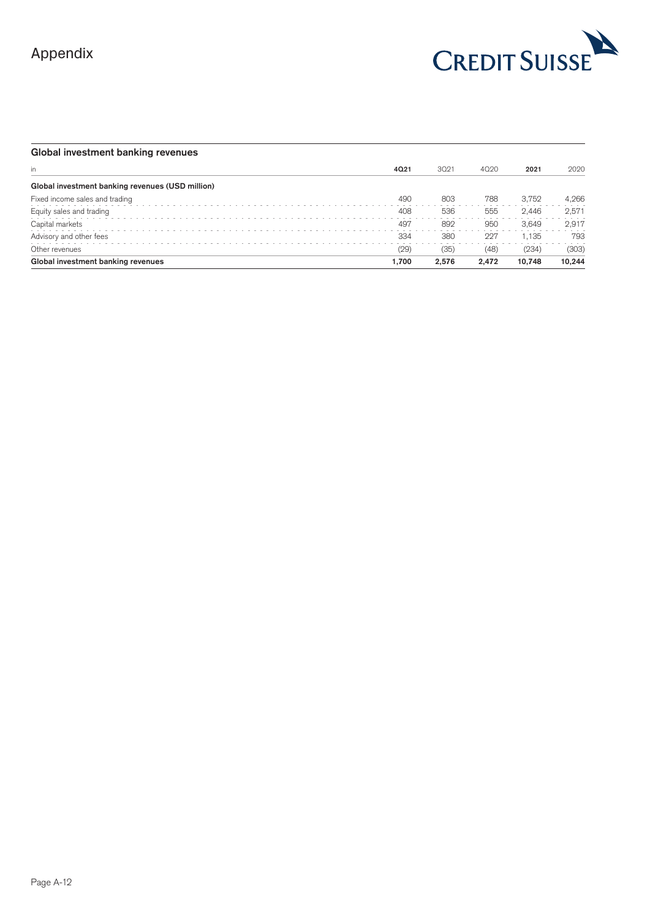## Global investment banking revenues

| in | 4Q21 | 3Q21 | 4Q20 | 2021 | 2020 |
|---|---|---|---|---|---|
| **Global investment banking revenues (USD million)** | | | | | |
| Fixed income sales and trading | 490 | 803 | 788 | 3,752 | 4,266 |
| Equity sales and trading | 408 | 536 | 555 | 2,446 | 2,571 |
| Capital markets | 497 | 892 | 950 | 3,649 | 2,917 |
| Advisory and other fees | 334 | 380 | 227 | 1,135 | 793 |
| Other revenues | (29) | (35) | (48) | (234) | (303) |
| **Global investment banking revenues** | **1,700** | **2,576** | **2,472** | **10,748** | **10,244** |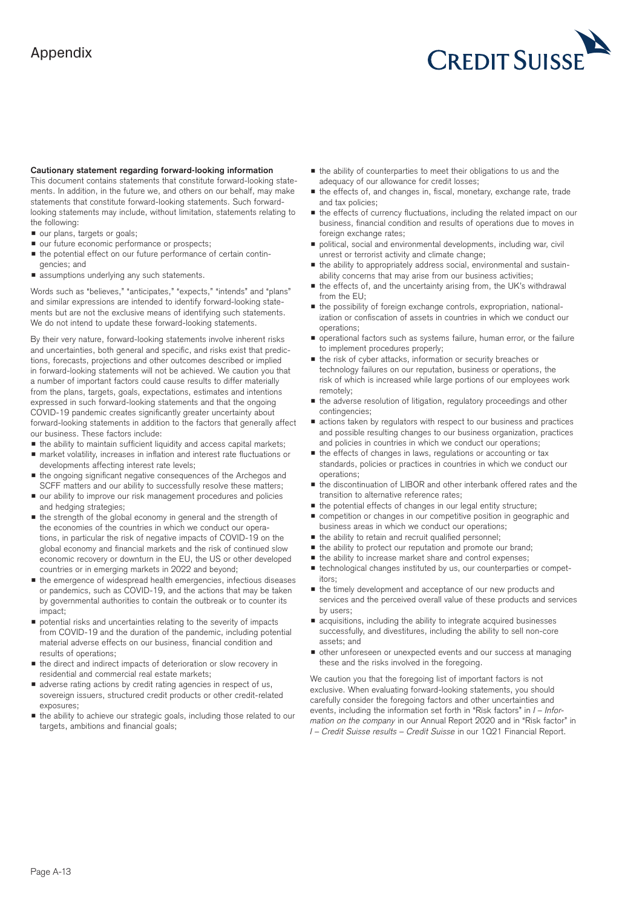#### Cautionary statement regarding forward-looking information

This document contains statements that constitute forward-looking statements. In addition, in the future we, and others on our behalf, may make statements that constitute forward-looking statements. Such forward-looking statements may include, without limitation, statements relating to the following:

- our plans, targets or goals;
- our future economic performance or prospects;
- the potential effect on our future performance of certain contingencies; and
- assumptions underlying any such statements.

Words such as "believes," "anticipates," "expects," "intends" and "plans" and similar expressions are intended to identify forward-looking statements but are not the exclusive means of identifying such statements. We do not intend to update these forward-looking statements.

By their very nature, forward-looking statements involve inherent risks and uncertainties, both general and specific, and risks exist that predictions, forecasts, projections and other outcomes described or implied in forward-looking statements will not be achieved. We caution you that a number of important factors could cause results to differ materially from the plans, targets, goals, expectations, estimates and intentions expressed in such forward-looking statements and that the ongoing COVID-19 pandemic creates significantly greater uncertainty about forward-looking statements in addition to the factors that generally affect our business. These factors include:

- the ability to maintain sufficient liquidity and access capital markets;
- market volatility, increases in inflation and interest rate fluctuations or developments affecting interest rate levels;
- the ongoing significant negative consequences of the Archegos and SCFF matters and our ability to successfully resolve these matters;
- our ability to improve our risk management procedures and policies and hedging strategies;
- the strength of the global economy in general and the strength of the economies of the countries in which we conduct our operations, in particular the risk of negative impacts of COVID-19 on the global economy and financial markets and the risk of continued slow economic recovery or downturn in the EU, the US or other developed countries or in emerging markets in 2022 and beyond;
- the emergence of widespread health emergencies, infectious diseases or pandemics, such as COVID-19, and the actions that may be taken by governmental authorities to contain the outbreak or to counter its impact;
- potential risks and uncertainties relating to the severity of impacts from COVID-19 and the duration of the pandemic, including potential material adverse effects on our business, financial condition and results of operations;
- the direct and indirect impacts of deterioration or slow recovery in residential and commercial real estate markets;
- adverse rating actions by credit rating agencies in respect of us, sovereign issuers, structured credit products or other credit-related exposures;
- the ability to achieve our strategic goals, including those related to our targets, ambitions and financial goals;
- the ability of counterparties to meet their obligations to us and the adequacy of our allowance for credit losses;
- the effects of, and changes in, fiscal, monetary, exchange rate, trade and tax policies;
- the effects of currency fluctuations, including the related impact on our business, financial condition and results of operations due to moves in foreign exchange rates;
- political, social and environmental developments, including war, civil unrest or terrorist activity and climate change;
- the ability to appropriately address social, environmental and sustainability concerns that may arise from our business activities;
- the effects of, and the uncertainty arising from, the UK's withdrawal from the EU;
- the possibility of foreign exchange controls, expropriation, nationalization or confiscation of assets in countries in which we conduct our operations;
- operational factors such as systems failure, human error, or the failure to implement procedures properly;
- the risk of cyber attacks, information or security breaches or technology failures on our reputation, business or operations, the risk of which is increased while large portions of our employees work remotely;
- the adverse resolution of litigation, regulatory proceedings and other contingencies;
- actions taken by regulators with respect to our business and practices and possible resulting changes to our business organization, practices and policies in countries in which we conduct our operations;
- the effects of changes in laws, regulations or accounting or tax standards, policies or practices in countries in which we conduct our operations;
- the discontinuation of LIBOR and other interbank offered rates and the transition to alternative reference rates;
- the potential effects of changes in our legal entity structure;
- competition or changes in our competitive position in geographic and business areas in which we conduct our operations;
- the ability to retain and recruit qualified personnel;
- the ability to protect our reputation and promote our brand;
- the ability to increase market share and control expenses;
- technological changes instituted by us, our counterparties or competitors;
- the timely development and acceptance of our new products and services and the perceived overall value of these products and services by users;
- acquisitions, including the ability to integrate acquired businesses successfully, and divestitures, including the ability to sell non-core assets; and
- other unforeseen or unexpected events and our success at managing these and the risks involved in the foregoing.

We caution you that the foregoing list of important factors is not exclusive. When evaluating forward-looking statements, you should carefully consider the foregoing factors and other uncertainties and events, including the information set forth in "Risk factors" in *I – Information on the company* in our Annual Report 2020 and in "Risk factor" in *I – Credit Suisse results – Credit Suisse* in our 1Q21 Financial Report.